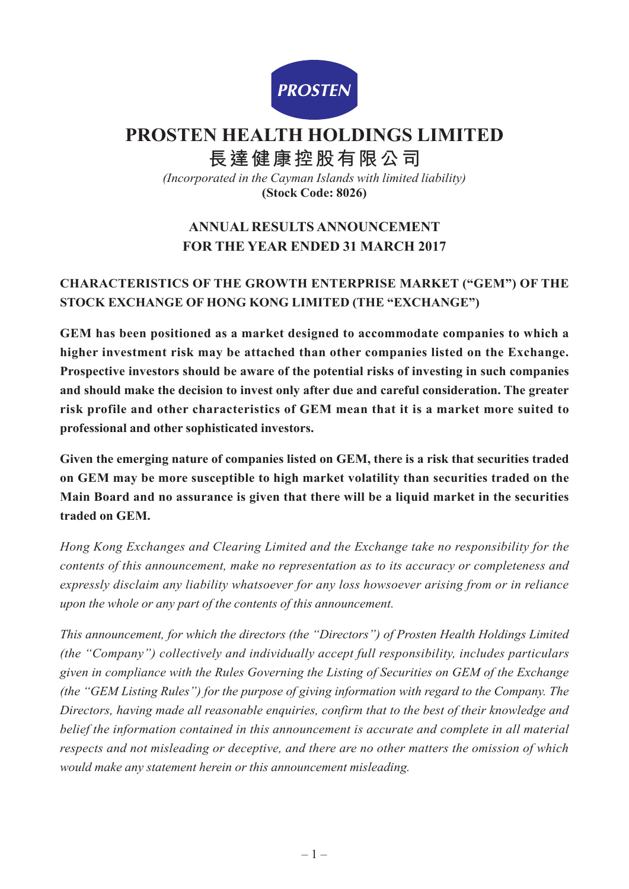PROSTEN

# PROSTEN HEALTH HOLDINGS LIMITED

# 長達健康控股有限公司

*(Incorporated in the Cayman Islands with limited liability)*

**(Stock Code: 8026)**

## ANNUAL RESULTS ANNOUNCEMENT FOR THE YEAR ENDED 31 MARCH 2017

### CHARACTERISTICS OF THE GROWTH ENTERPRISE MARKET ("GEM") OF THE STOCK EXCHANGE OF HONG KONG LIMITED (THE "EXCHANGE")

**GEM has been positioned as a market designed to accommodate companies to which a higher investment risk may be attached than other companies listed on the Exchange. Prospective investors should be aware of the potential risks of investing in such companies and should make the decision to invest only after due and careful consideration. The greater risk profile and other characteristics of GEM mean that it is a market more suited to professional and other sophisticated investors.**

**Given the emerging nature of companies listed on GEM, there is a risk that securities traded on GEM may be more susceptible to high market volatility than securities traded on the Main Board and no assurance is given that there will be a liquid market in the securities traded on GEM.**

*Hong Kong Exchanges and Clearing Limited and the Exchange take no responsibility for the contents of this announcement, make no representation as to its accuracy or completeness and expressly disclaim any liability whatsoever for any loss howsoever arising from or in reliance upon the whole or any part of the contents of this announcement.*

*This announcement, for which the directors (the "Directors") of Prosten Health Holdings Limited (the "Company") collectively and individually accept full responsibility, includes particulars given in compliance with the Rules Governing the Listing of Securities on GEM of the Exchange (the "GEM Listing Rules") for the purpose of giving information with regard to the Company. The Directors, having made all reasonable enquiries, confirm that to the best of their knowledge and belief the information contained in this announcement is accurate and complete in all material respects and not misleading or deceptive, and there are no other matters the omission of which would make any statement herein or this announcement misleading.*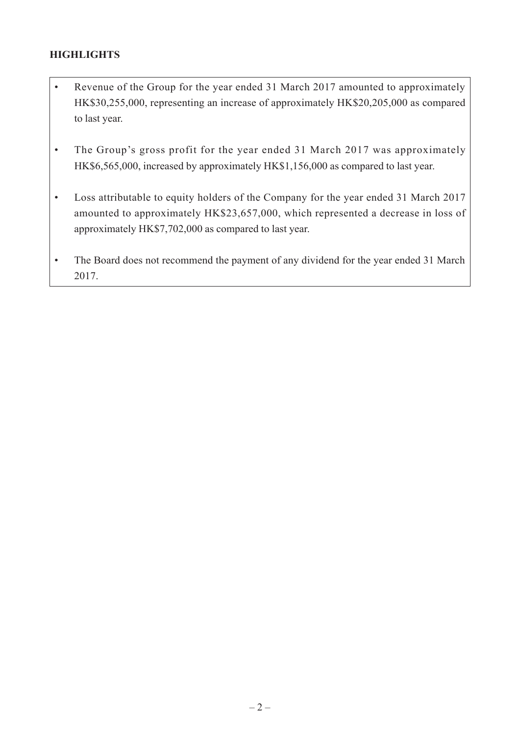## HIGHLIGHTS

- Revenue of the Group for the year ended 31 March 2017 amounted to approximately HK$30,255,000, representing an increase of approximately HK$20,205,000 as compared to last year.
- The Group's gross profit for the year ended 31 March 2017 was approximately HK$6,565,000, increased by approximately HK$1,156,000 as compared to last year.
- Loss attributable to equity holders of the Company for the year ended 31 March 2017 amounted to approximately HK$23,657,000, which represented a decrease in loss of approximately HK$7,702,000 as compared to last year.
- The Board does not recommend the payment of any dividend for the year ended 31 March 2017.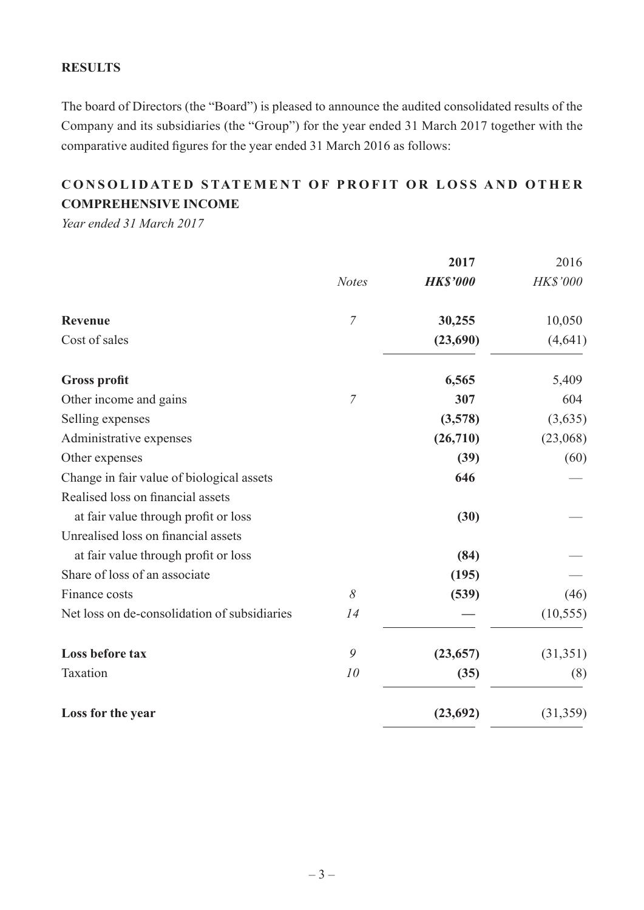## RESULTS

The board of Directors (the "Board") is pleased to announce the audited consolidated results of the Company and its subsidiaries (the "Group") for the year ended 31 March 2017 together with the comparative audited figures for the year ended 31 March 2016 as follows:

## CONSOLIDATED STATEMENT OF PROFIT OR LOSS AND OTHER COMPREHENSIVE INCOME

*Year ended 31 March 2017*

| | *Notes* | **2017** *HK$'000* | 2016 *HK$'000* |
|---|---|---|---|
| **Revenue** | *7* | **30,255** | 10,050 |
| Cost of sales | | **(23,690)** | (4,641) |
| **Gross profit** | | **6,565** | 5,409 |
| Other income and gains | *7* | **307** | 604 |
| Selling expenses | | **(3,578)** | (3,635) |
| Administrative expenses | | **(26,710)** | (23,068) |
| Other expenses | | **(39)** | (60) |
| Change in fair value of biological assets | | **646** | — |
| Realised loss on financial assets at fair value through profit or loss | | **(30)** | — |
| Unrealised loss on financial assets at fair value through profit or loss | | **(84)** | — |
| Share of loss of an associate | | **(195)** | — |
| Finance costs | *8* | **(539)** | (46) |
| Net loss on de-consolidation of subsidiaries | *14* | **—** | (10,555) |
| **Loss before tax** | *9* | **(23,657)** | (31,351) |
| Taxation | *10* | **(35)** | (8) |
| **Loss for the year** | | **(23,692)** | (31,359) |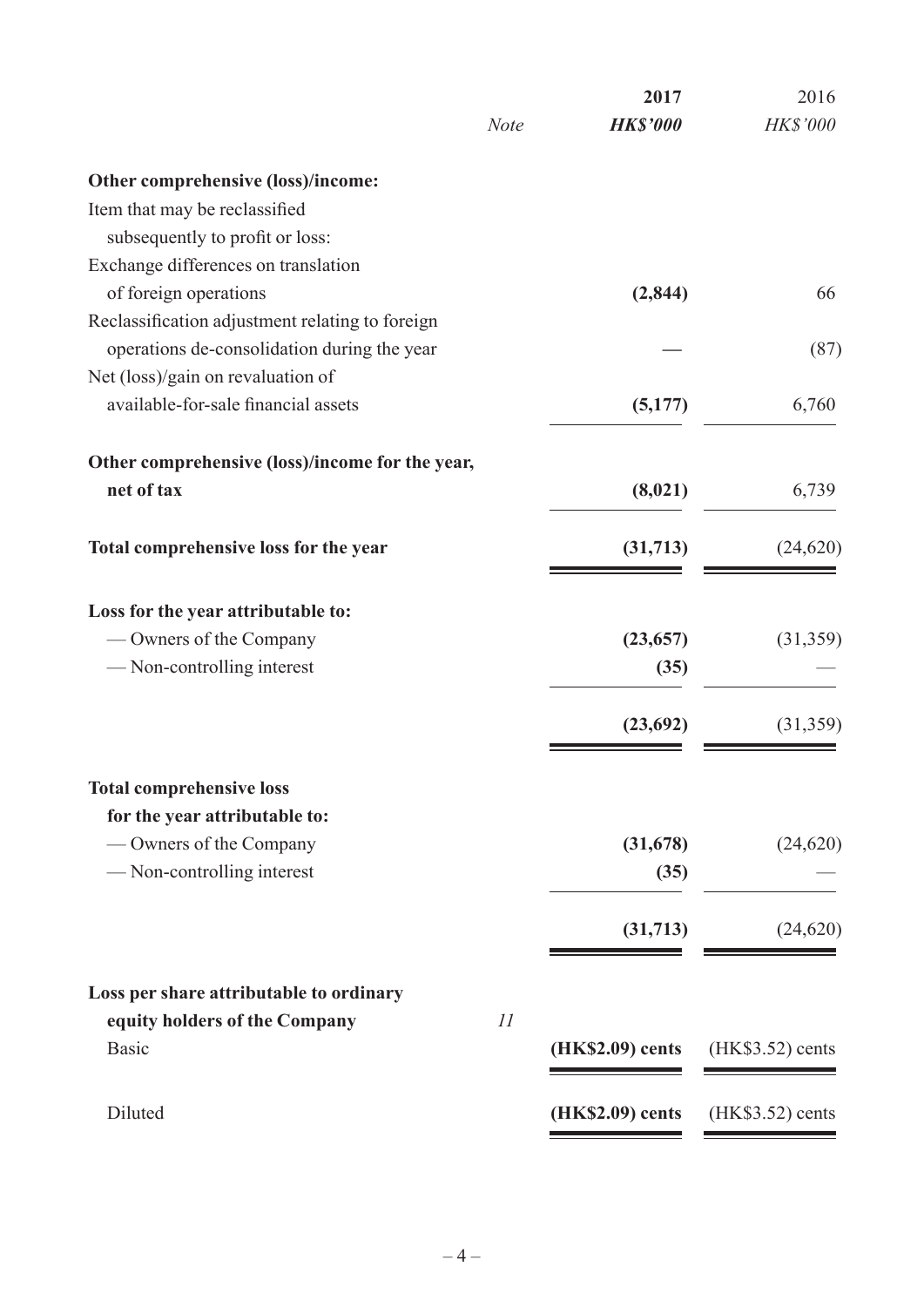| | Note | 2017 | 2016 |
|---|---|---|---|
| | | ***HK$'000*** | *HK$'000* |
| **Other comprehensive (loss)/income:** | | | |
| Item that may be reclassified subsequently to profit or loss: | | | |
| Exchange differences on translation of foreign operations | | **(2,844)** | 66 |
| Reclassification adjustment relating to foreign operations de-consolidation during the year | | **—** | (87) |
| Net (loss)/gain on revaluation of available-for-sale financial assets | | **(5,177)** | 6,760 |
| **Other comprehensive (loss)/income for the year, net of tax** | | **(8,021)** | 6,739 |
| **Total comprehensive loss for the year** | | **(31,713)** | (24,620) |
| **Loss for the year attributable to:** | | | |
| — Owners of the Company | | **(23,657)** | (31,359) |
| — Non-controlling interest | | **(35)** | — |
| | | **(23,692)** | (31,359) |
| **Total comprehensive loss for the year attributable to:** | | | |
| — Owners of the Company | | **(31,678)** | (24,620) |
| — Non-controlling interest | | **(35)** | — |
| | | **(31,713)** | (24,620) |
| **Loss per share attributable to ordinary equity holders of the Company** | *11* | | |
| Basic | | **(HK$2.09) cents** | (HK$3.52) cents |
| Diluted | | **(HK$2.09) cents** | (HK$3.52) cents |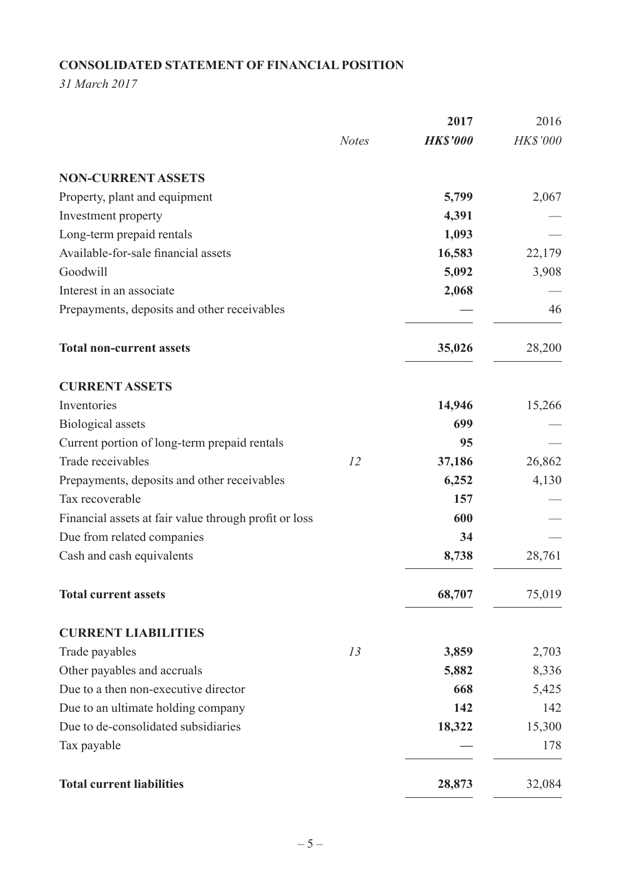## CONSOLIDATED STATEMENT OF FINANCIAL POSITION

*31 March 2017*

| | Notes | 2017 HK$'000 | 2016 HK$'000 |
|---|---|---|---|
| **NON-CURRENT ASSETS** | | | |
| Property, plant and equipment | | **5,799** | 2,067 |
| Investment property | | **4,391** | — |
| Long-term prepaid rentals | | **1,093** | — |
| Available-for-sale financial assets | | **16,583** | 22,179 |
| Goodwill | | **5,092** | 3,908 |
| Interest in an associate | | **2,068** | — |
| Prepayments, deposits and other receivables | | **—** | 46 |
| **Total non-current assets** | | **35,026** | 28,200 |
| **CURRENT ASSETS** | | | |
| Inventories | | **14,946** | 15,266 |
| Biological assets | | **699** | — |
| Current portion of long-term prepaid rentals | | **95** | — |
| Trade receivables | 12 | **37,186** | 26,862 |
| Prepayments, deposits and other receivables | | **6,252** | 4,130 |
| Tax recoverable | | **157** | — |
| Financial assets at fair value through profit or loss | | **600** | — |
| Due from related companies | | **34** | — |
| Cash and cash equivalents | | **8,738** | 28,761 |
| **Total current assets** | | **68,707** | 75,019 |
| **CURRENT LIABILITIES** | | | |
| Trade payables | 13 | **3,859** | 2,703 |
| Other payables and accruals | | **5,882** | 8,336 |
| Due to a then non-executive director | | **668** | 5,425 |
| Due to an ultimate holding company | | **142** | 142 |
| Due to de-consolidated subsidiaries | | **18,322** | 15,300 |
| Tax payable | | **—** | 178 |
| **Total current liabilities** | | **28,873** | 32,084 |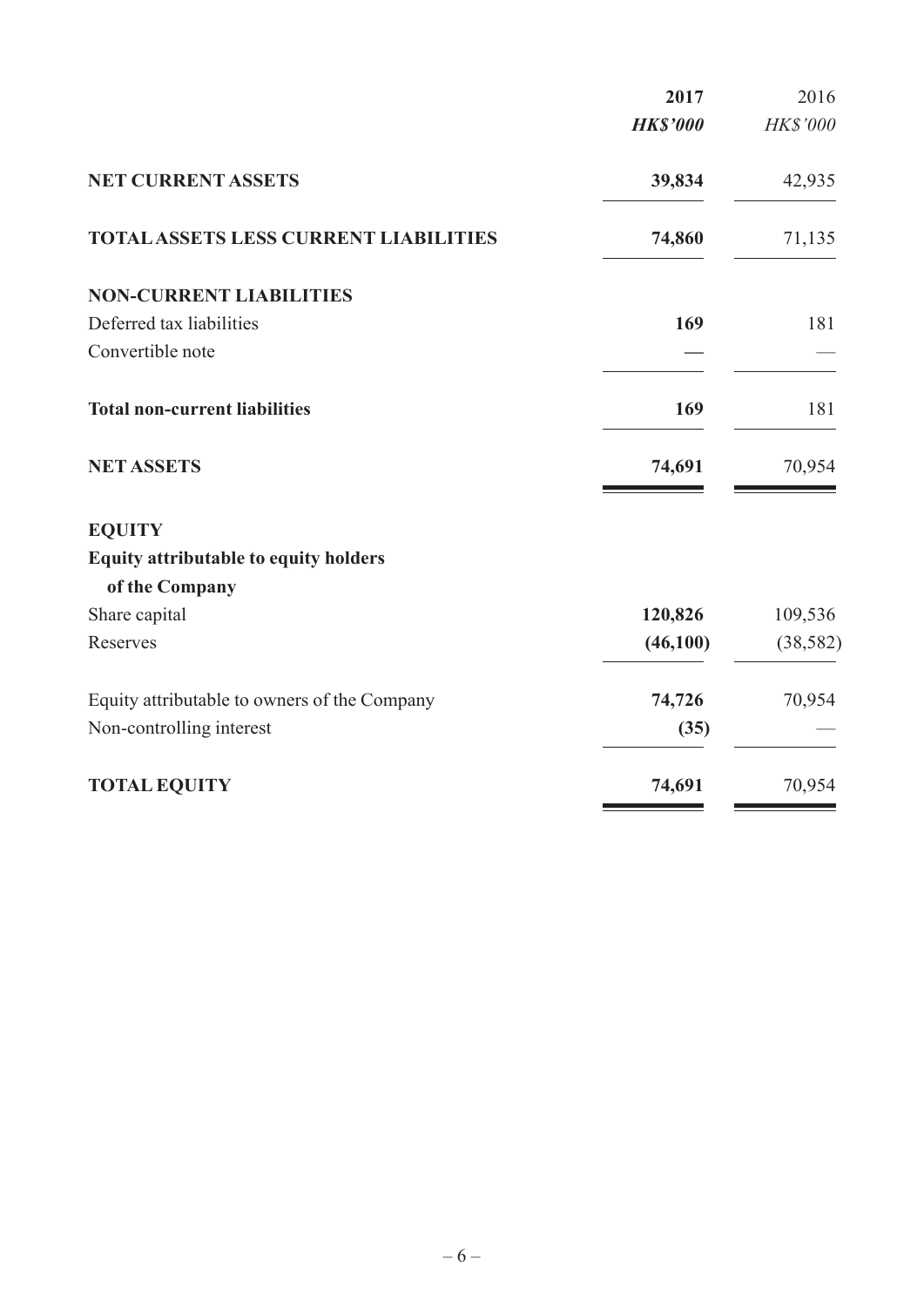| | 2017 | 2016 |
|---|---|---|
| | ***HK$'000*** | *HK$'000* |
| **NET CURRENT ASSETS** | **39,834** | 42,935 |
| **TOTAL ASSETS LESS CURRENT LIABILITIES** | **74,860** | 71,135 |
| **NON-CURRENT LIABILITIES** | | |
| Deferred tax liabilities | **169** | 181 |
| Convertible note | **—** | — |
| **Total non-current liabilities** | **169** | 181 |
| **NET ASSETS** | **74,691** | 70,954 |
| **EQUITY** | | |
| **Equity attributable to equity holders of the Company** | | |
| Share capital | **120,826** | 109,536 |
| Reserves | **(46,100)** | (38,582) |
| Equity attributable to owners of the Company | **74,726** | 70,954 |
| Non-controlling interest | **(35)** | — |
| **TOTAL EQUITY** | **74,691** | 70,954 |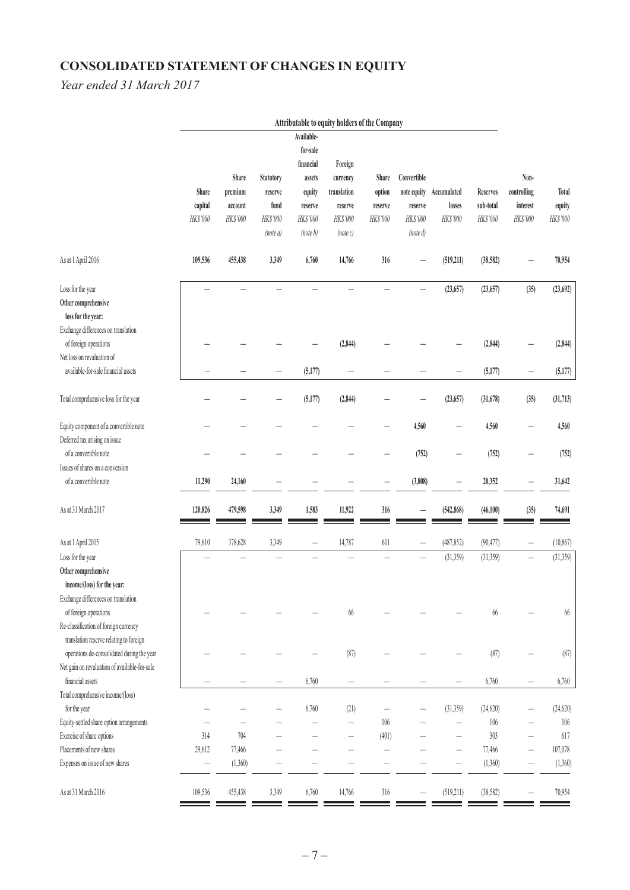# CONSOLIDATED STATEMENT OF CHANGES IN EQUITY

*Year ended 31 March 2017*

| | Attributable to equity holders of the Company | | | | | | | | | | |
|---|---|---|---|---|---|---|---|---|---|---|---|
| | Share capital | Share premium account | Statutory reserve fund | Available-for-sale financial assets equity reserve | Foreign currency translation reserve | Share option reserve | Convertible note equity reserve | Accumulated losses | Reserves sub-total | Non-controlling interest | Total equity |
| | *HK$'000* | *HK$'000* | *HK$'000* | *HK$'000* | *HK$'000* | *HK$'000* | *HK$'000* | *HK$'000* | *HK$'000* | *HK$'000* | *HK$'000* |
| | | | *(note a)* | *(note b)* | *(note c)* | | *(note d)* | | | | |
| As at 1 April 2016 | **109,536** | **455,438** | **3,349** | **6,760** | **14,766** | **316** | **–** | **(519,211)** | **(38,582)** | **–** | **70,954** |
| Loss for the year | **–** | **–** | **–** | **–** | **–** | **–** | **–** | **(23,657)** | **(23,657)** | **(35)** | **(23,692)** |
| **Other comprehensive loss for the year:** | | | | | | | | | | | |
| Exchange differences on translation of foreign operations | **–** | **–** | **–** | **–** | **(2,844)** | **–** | **–** | **–** | **(2,844)** | **–** | **(2,844)** |
| Net loss on revaluation of available-for-sale financial assets | – | **–** | – | **(5,177)** | – | – | – | – | **(5,177)** | – | **(5,177)** |
| Total comprehensive loss for the year | **–** | **–** | **–** | **(5,177)** | **(2,844)** | **–** | **–** | **(23,657)** | **(31,678)** | **(35)** | **(31,713)** |
| Equity component of a convertible note | **–** | **–** | **–** | **–** | **–** | **–** | **4,560** | **–** | **4,560** | **–** | **4,560** |
| Deferred tax arising on issue of a convertible note | **–** | **–** | **–** | **–** | **–** | **–** | **(752)** | **–** | **(752)** | **–** | **(752)** |
| Issues of shares on a conversion of a convertible note | **11,290** | **24,160** | **–** | **–** | **–** | **–** | **(3,808)** | **–** | **20,352** | **–** | **31,642** |
| As at 31 March 2017 | **120,826** | **479,598** | **3,349** | **1,583** | **11,922** | **316** | **–** | **(542,868)** | **(46,100)** | **(35)** | **74,691** |
| As at 1 April 2015 | 79,610 | 378,628 | 3,349 | – | 14,787 | 611 | – | (487,852) | (90,477) | – | (10,867) |
| Loss for the year | – | – | – | – | – | – | – | (31,359) | (31,359) | – | (31,359) |
| **Other comprehensive income/(loss) for the year:** | | | | | | | | | | | |
| Exchange differences on translation of foreign operations | – | – | – | – | 66 | – | – | – | 66 | – | 66 |
| Re-classification of foreign currency translation reserve relating to foreign operations de-consolidated during the year | – | – | – | – | (87) | – | – | – | (87) | – | (87) |
| Net gain on revaluation of available-for-sale financial assets | – | – | – | 6,760 | – | – | – | – | 6,760 | – | 6,760 |
| Total comprehensive income/(loss) for the year | – | – | – | 6,760 | (21) | – | – | (31,359) | (24,620) | – | (24,620) |
| Equity-settled share option arrangements | – | – | – | – | – | 106 | – | – | 106 | – | 106 |
| Exercise of share options | 314 | 704 | – | – | – | (401) | – | – | 303 | – | 617 |
| Placements of new shares | 29,612 | 77,466 | – | – | – | – | – | – | 77,466 | – | 107,078 |
| Expenses on issue of new shares | – | (1,360) | – | – | – | – | – | – | (1,360) | – | (1,360) |
| As at 31 March 2016 | 109,536 | 455,438 | 3,349 | 6,760 | 14,766 | 316 | – | (519,211) | (38,582) | – | 70,954 |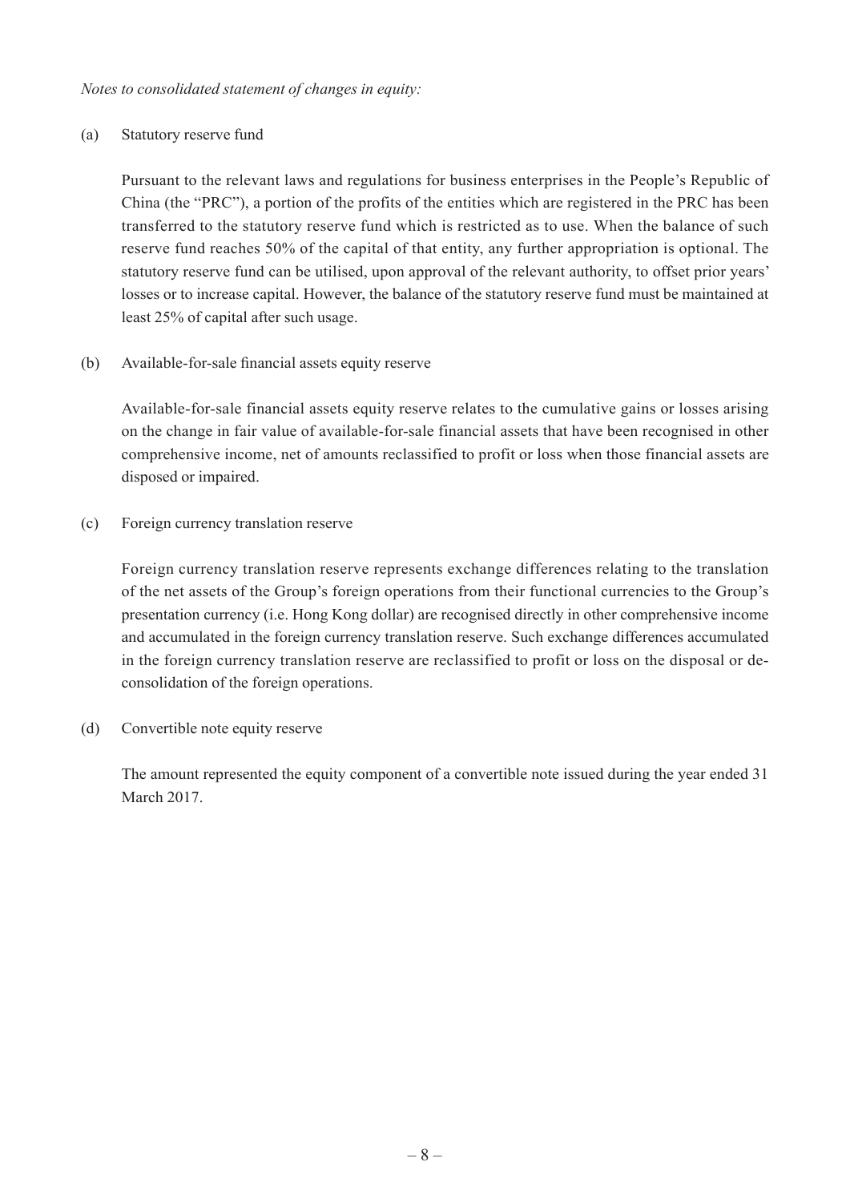*Notes to consolidated statement of changes in equity:*

(a) Statutory reserve fund

Pursuant to the relevant laws and regulations for business enterprises in the People's Republic of China (the "PRC"), a portion of the profits of the entities which are registered in the PRC has been transferred to the statutory reserve fund which is restricted as to use. When the balance of such reserve fund reaches 50% of the capital of that entity, any further appropriation is optional. The statutory reserve fund can be utilised, upon approval of the relevant authority, to offset prior years' losses or to increase capital. However, the balance of the statutory reserve fund must be maintained at least 25% of capital after such usage.

(b) Available-for-sale financial assets equity reserve

Available-for-sale financial assets equity reserve relates to the cumulative gains or losses arising on the change in fair value of available-for-sale financial assets that have been recognised in other comprehensive income, net of amounts reclassified to profit or loss when those financial assets are disposed or impaired.

(c) Foreign currency translation reserve

Foreign currency translation reserve represents exchange differences relating to the translation of the net assets of the Group's foreign operations from their functional currencies to the Group's presentation currency (i.e. Hong Kong dollar) are recognised directly in other comprehensive income and accumulated in the foreign currency translation reserve. Such exchange differences accumulated in the foreign currency translation reserve are reclassified to profit or loss on the disposal or de-consolidation of the foreign operations.

(d) Convertible note equity reserve

The amount represented the equity component of a convertible note issued during the year ended 31 March 2017.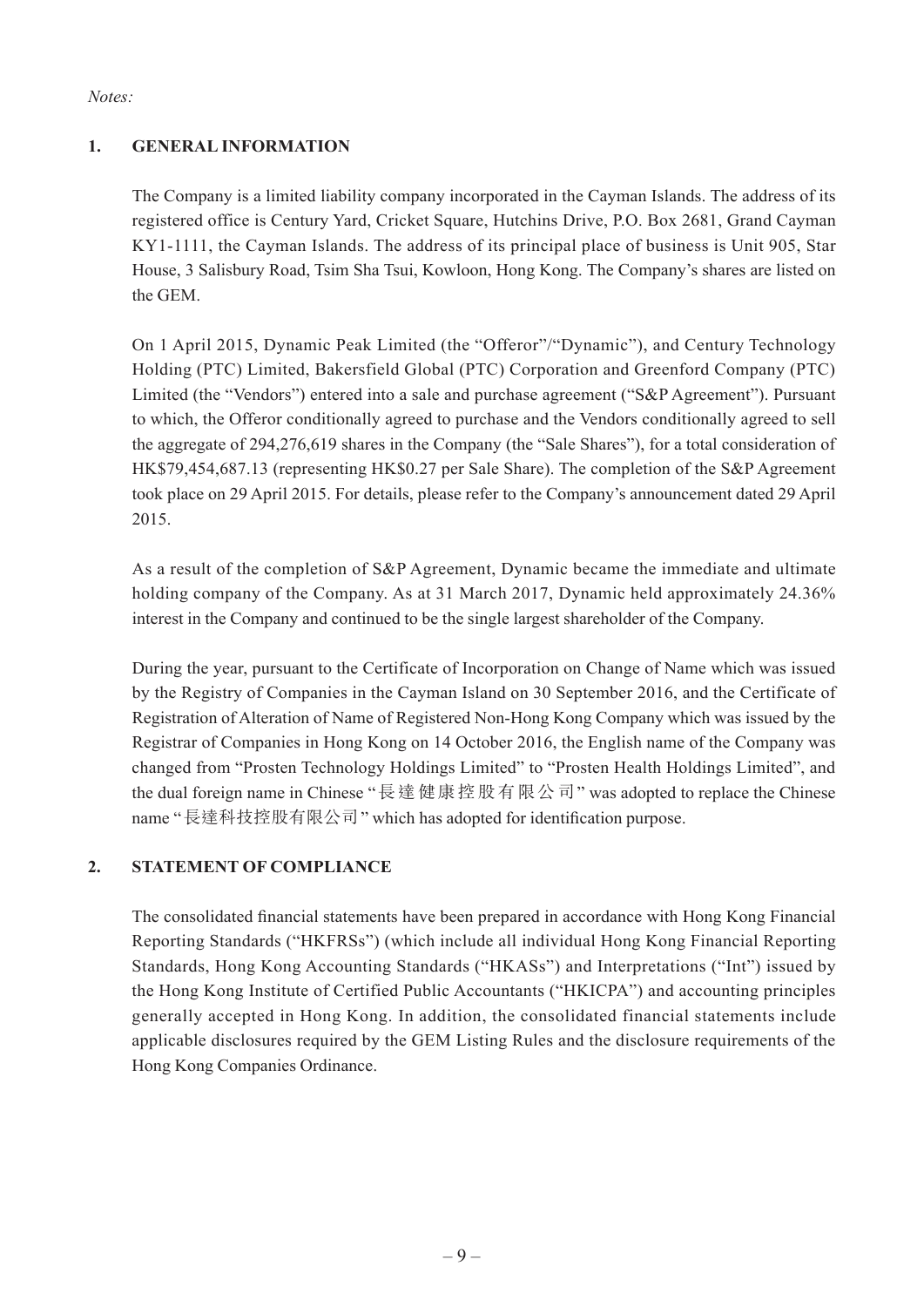*Notes:*

## 1. GENERAL INFORMATION

The Company is a limited liability company incorporated in the Cayman Islands. The address of its registered office is Century Yard, Cricket Square, Hutchins Drive, P.O. Box 2681, Grand Cayman KY1-1111, the Cayman Islands. The address of its principal place of business is Unit 905, Star House, 3 Salisbury Road, Tsim Sha Tsui, Kowloon, Hong Kong. The Company's shares are listed on the GEM.

On 1 April 2015, Dynamic Peak Limited (the "Offeror"/"Dynamic"), and Century Technology Holding (PTC) Limited, Bakersfield Global (PTC) Corporation and Greenford Company (PTC) Limited (the "Vendors") entered into a sale and purchase agreement ("S&P Agreement"). Pursuant to which, the Offeror conditionally agreed to purchase and the Vendors conditionally agreed to sell the aggregate of 294,276,619 shares in the Company (the "Sale Shares"), for a total consideration of HK$79,454,687.13 (representing HK$0.27 per Sale Share). The completion of the S&P Agreement took place on 29 April 2015. For details, please refer to the Company's announcement dated 29 April 2015.

As a result of the completion of S&P Agreement, Dynamic became the immediate and ultimate holding company of the Company. As at 31 March 2017, Dynamic held approximately 24.36% interest in the Company and continued to be the single largest shareholder of the Company.

During the year, pursuant to the Certificate of Incorporation on Change of Name which was issued by the Registry of Companies in the Cayman Island on 30 September 2016, and the Certificate of Registration of Alteration of Name of Registered Non-Hong Kong Company which was issued by the Registrar of Companies in Hong Kong on 14 October 2016, the English name of the Company was changed from "Prosten Technology Holdings Limited" to "Prosten Health Holdings Limited", and the dual foreign name in Chinese "長達健康控股有限公司" was adopted to replace the Chinese name "長達科技控股有限公司" which has adopted for identification purpose.

## 2. STATEMENT OF COMPLIANCE

The consolidated financial statements have been prepared in accordance with Hong Kong Financial Reporting Standards ("HKFRSs") (which include all individual Hong Kong Financial Reporting Standards, Hong Kong Accounting Standards ("HKASs") and Interpretations ("Int") issued by the Hong Kong Institute of Certified Public Accountants ("HKICPA") and accounting principles generally accepted in Hong Kong. In addition, the consolidated financial statements include applicable disclosures required by the GEM Listing Rules and the disclosure requirements of the Hong Kong Companies Ordinance.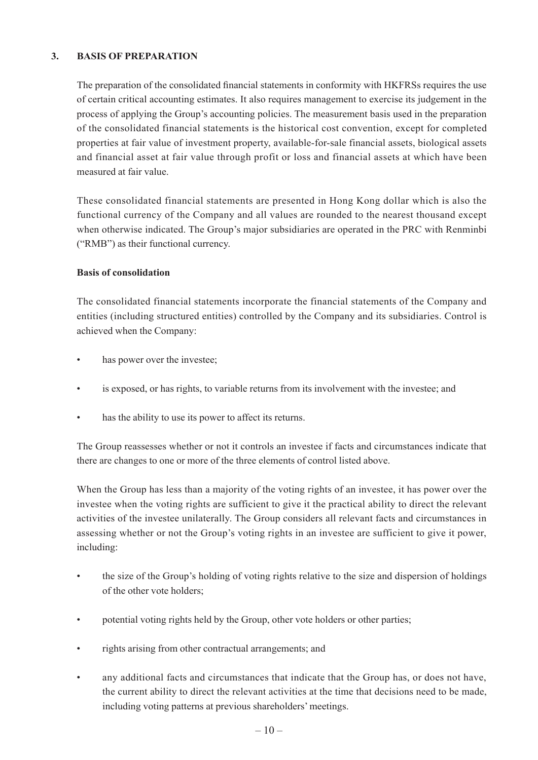## 3. BASIS OF PREPARATION

The preparation of the consolidated financial statements in conformity with HKFRSs requires the use of certain critical accounting estimates. It also requires management to exercise its judgement in the process of applying the Group's accounting policies. The measurement basis used in the preparation of the consolidated financial statements is the historical cost convention, except for completed properties at fair value of investment property, available-for-sale financial assets, biological assets and financial asset at fair value through profit or loss and financial assets at which have been measured at fair value.

These consolidated financial statements are presented in Hong Kong dollar which is also the functional currency of the Company and all values are rounded to the nearest thousand except when otherwise indicated. The Group's major subsidiaries are operated in the PRC with Renminbi ("RMB") as their functional currency.

**Basis of consolidation**

The consolidated financial statements incorporate the financial statements of the Company and entities (including structured entities) controlled by the Company and its subsidiaries. Control is achieved when the Company:

- has power over the investee;
- is exposed, or has rights, to variable returns from its involvement with the investee; and
- has the ability to use its power to affect its returns.

The Group reassesses whether or not it controls an investee if facts and circumstances indicate that there are changes to one or more of the three elements of control listed above.

When the Group has less than a majority of the voting rights of an investee, it has power over the investee when the voting rights are sufficient to give it the practical ability to direct the relevant activities of the investee unilaterally. The Group considers all relevant facts and circumstances in assessing whether or not the Group's voting rights in an investee are sufficient to give it power, including:

- the size of the Group's holding of voting rights relative to the size and dispersion of holdings of the other vote holders;
- potential voting rights held by the Group, other vote holders or other parties;
- rights arising from other contractual arrangements; and
- any additional facts and circumstances that indicate that the Group has, or does not have, the current ability to direct the relevant activities at the time that decisions need to be made, including voting patterns at previous shareholders' meetings.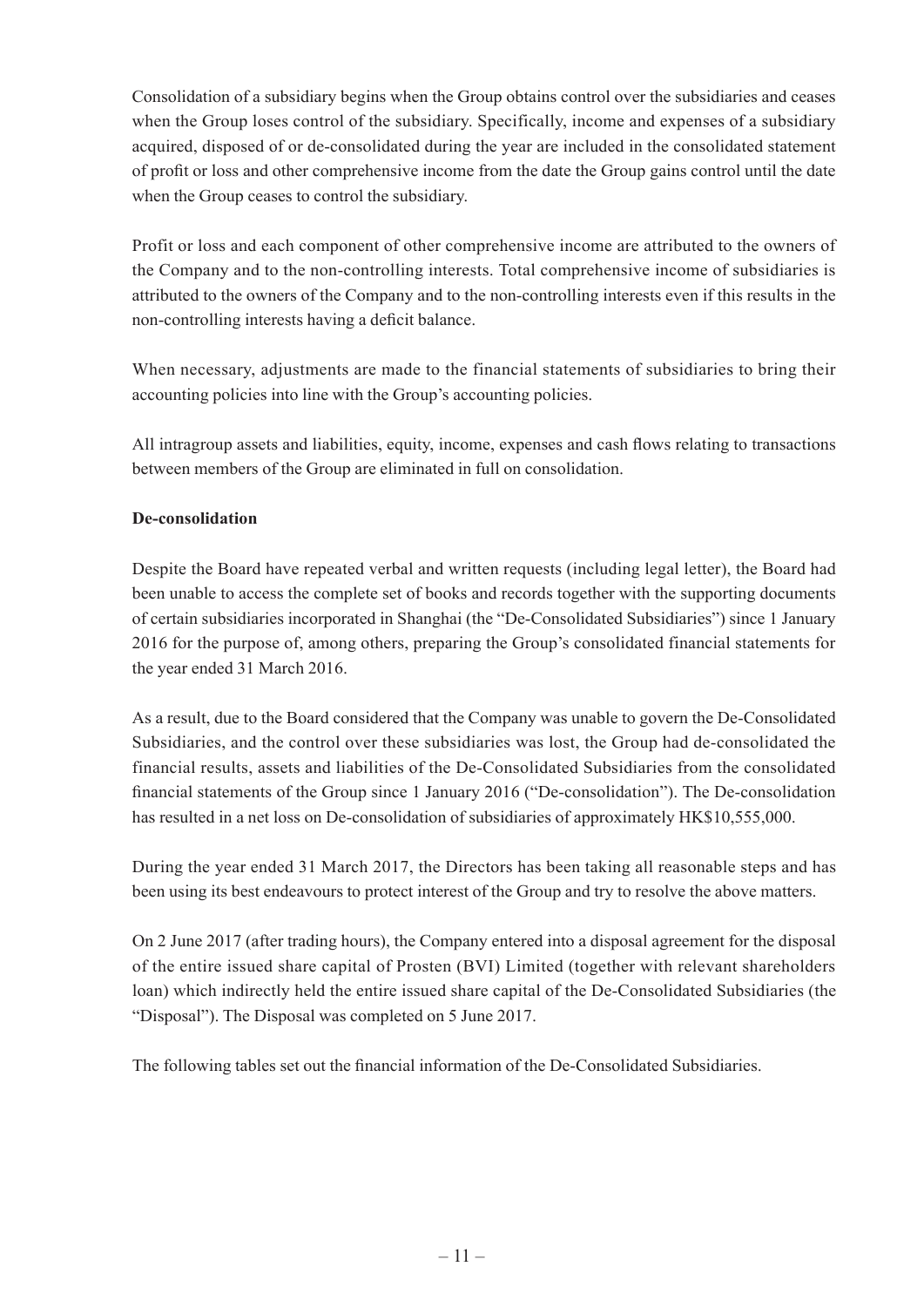Consolidation of a subsidiary begins when the Group obtains control over the subsidiaries and ceases when the Group loses control of the subsidiary. Specifically, income and expenses of a subsidiary acquired, disposed of or de-consolidated during the year are included in the consolidated statement of profit or loss and other comprehensive income from the date the Group gains control until the date when the Group ceases to control the subsidiary.

Profit or loss and each component of other comprehensive income are attributed to the owners of the Company and to the non-controlling interests. Total comprehensive income of subsidiaries is attributed to the owners of the Company and to the non-controlling interests even if this results in the non-controlling interests having a deficit balance.

When necessary, adjustments are made to the financial statements of subsidiaries to bring their accounting policies into line with the Group's accounting policies.

All intragroup assets and liabilities, equity, income, expenses and cash flows relating to transactions between members of the Group are eliminated in full on consolidation.

**De-consolidation**

Despite the Board have repeated verbal and written requests (including legal letter), the Board had been unable to access the complete set of books and records together with the supporting documents of certain subsidiaries incorporated in Shanghai (the "De-Consolidated Subsidiaries") since 1 January 2016 for the purpose of, among others, preparing the Group's consolidated financial statements for the year ended 31 March 2016.

As a result, due to the Board considered that the Company was unable to govern the De-Consolidated Subsidiaries, and the control over these subsidiaries was lost, the Group had de-consolidated the financial results, assets and liabilities of the De-Consolidated Subsidiaries from the consolidated financial statements of the Group since 1 January 2016 ("De-consolidation"). The De-consolidation has resulted in a net loss on De-consolidation of subsidiaries of approximately HK$10,555,000.

During the year ended 31 March 2017, the Directors has been taking all reasonable steps and has been using its best endeavours to protect interest of the Group and try to resolve the above matters.

On 2 June 2017 (after trading hours), the Company entered into a disposal agreement for the disposal of the entire issued share capital of Prosten (BVI) Limited (together with relevant shareholders loan) which indirectly held the entire issued share capital of the De-Consolidated Subsidiaries (the "Disposal"). The Disposal was completed on 5 June 2017.

The following tables set out the financial information of the De-Consolidated Subsidiaries.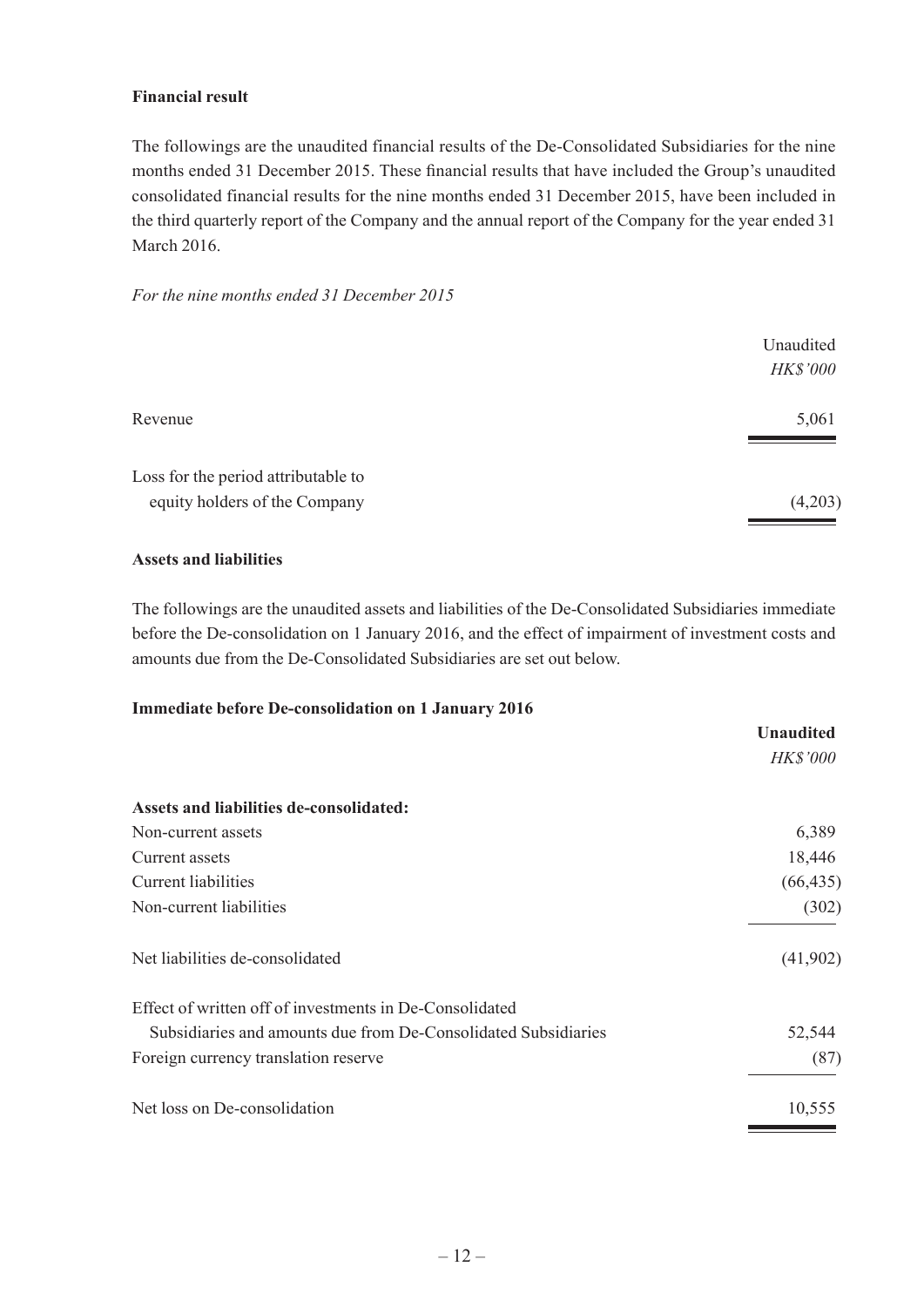**Financial result**

The followings are the unaudited financial results of the De-Consolidated Subsidiaries for the nine months ended 31 December 2015. These financial results that have included the Group's unaudited consolidated financial results for the nine months ended 31 December 2015, have been included in the third quarterly report of the Company and the annual report of the Company for the year ended 31 March 2016.

*For the nine months ended 31 December 2015*

| | Unaudited<br>*HK$'000* |
|---|---|
| Revenue | 5,061 |
| Loss for the period attributable to equity holders of the Company | (4,203) |

**Assets and liabilities**

The followings are the unaudited assets and liabilities of the De-Consolidated Subsidiaries immediate before the De-consolidation on 1 January 2016, and the effect of impairment of investment costs and amounts due from the De-Consolidated Subsidiaries are set out below.

**Immediate before De-consolidation on 1 January 2016**

| | **Unaudited**<br>*HK$'000* |
|---|---|
| **Assets and liabilities de-consolidated:** | |
| Non-current assets | 6,389 |
| Current assets | 18,446 |
| Current liabilities | (66,435) |
| Non-current liabilities | (302) |
| Net liabilities de-consolidated | (41,902) |
| Effect of written off of investments in De-Consolidated Subsidiaries and amounts due from De-Consolidated Subsidiaries | 52,544 |
| Foreign currency translation reserve | (87) |
| Net loss on De-consolidation | 10,555 |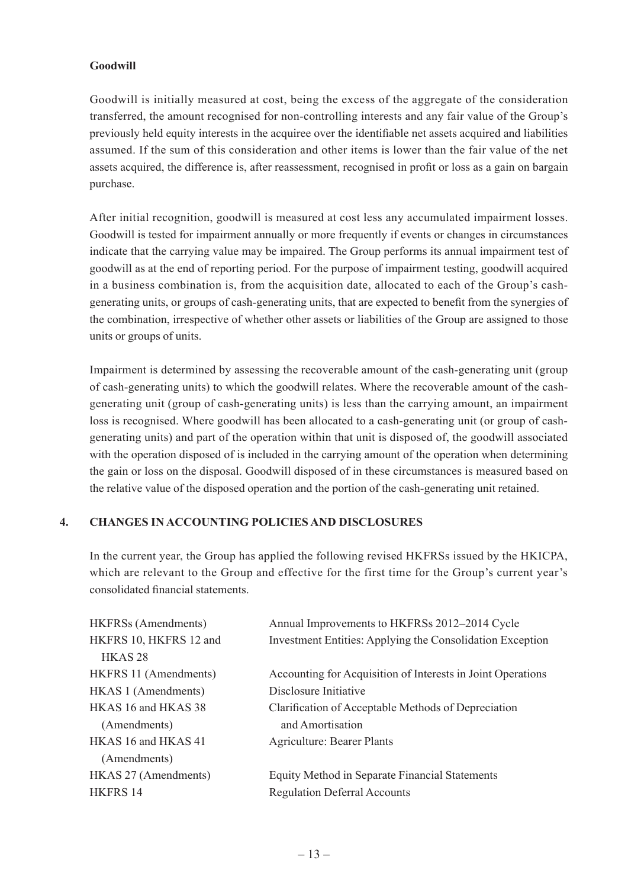**Goodwill**

Goodwill is initially measured at cost, being the excess of the aggregate of the consideration transferred, the amount recognised for non-controlling interests and any fair value of the Group's previously held equity interests in the acquiree over the identifiable net assets acquired and liabilities assumed. If the sum of this consideration and other items is lower than the fair value of the net assets acquired, the difference is, after reassessment, recognised in profit or loss as a gain on bargain purchase.

After initial recognition, goodwill is measured at cost less any accumulated impairment losses. Goodwill is tested for impairment annually or more frequently if events or changes in circumstances indicate that the carrying value may be impaired. The Group performs its annual impairment test of goodwill as at the end of reporting period. For the purpose of impairment testing, goodwill acquired in a business combination is, from the acquisition date, allocated to each of the Group's cash-generating units, or groups of cash-generating units, that are expected to benefit from the synergies of the combination, irrespective of whether other assets or liabilities of the Group are assigned to those units or groups of units.

Impairment is determined by assessing the recoverable amount of the cash-generating unit (group of cash-generating units) to which the goodwill relates. Where the recoverable amount of the cash-generating unit (group of cash-generating units) is less than the carrying amount, an impairment loss is recognised. Where goodwill has been allocated to a cash-generating unit (or group of cash-generating units) and part of the operation within that unit is disposed of, the goodwill associated with the operation disposed of is included in the carrying amount of the operation when determining the gain or loss on the disposal. Goodwill disposed of in these circumstances is measured based on the relative value of the disposed operation and the portion of the cash-generating unit retained.

## 4. CHANGES IN ACCOUNTING POLICIES AND DISCLOSURES

In the current year, the Group has applied the following revised HKFRSs issued by the HKICPA, which are relevant to the Group and effective for the first time for the Group's current year's consolidated financial statements.

| | |
|---|---|
| HKFRSs (Amendments) | Annual Improvements to HKFRSs 2012–2014 Cycle |
| HKFRS 10, HKFRS 12 and HKAS 28 | Investment Entities: Applying the Consolidation Exception |
| HKFRS 11 (Amendments) | Accounting for Acquisition of Interests in Joint Operations |
| HKAS 1 (Amendments) | Disclosure Initiative |
| HKAS 16 and HKAS 38 (Amendments) | Clarification of Acceptable Methods of Depreciation and Amortisation |
| HKAS 16 and HKAS 41 (Amendments) | Agriculture: Bearer Plants |
| HKAS 27 (Amendments) | Equity Method in Separate Financial Statements |
| HKFRS 14 | Regulation Deferral Accounts |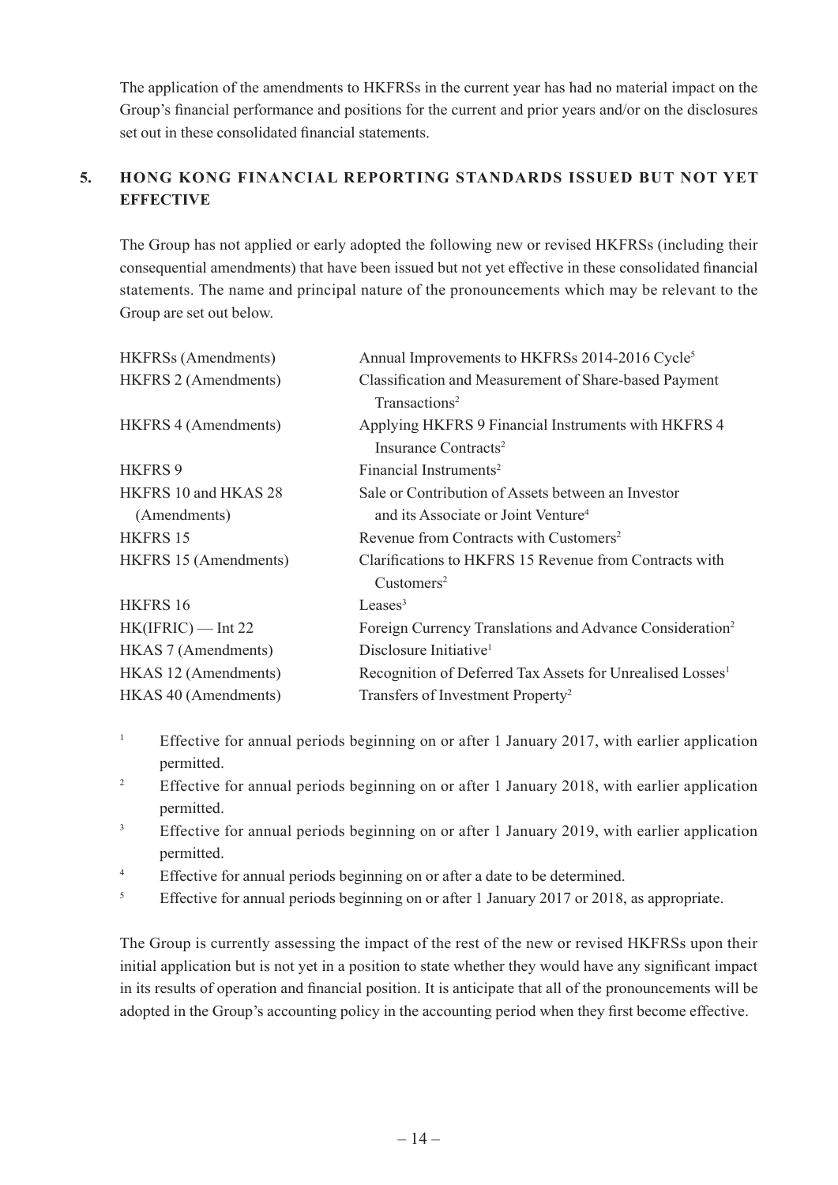The application of the amendments to HKFRSs in the current year has had no material impact on the Group's financial performance and positions for the current and prior years and/or on the disclosures set out in these consolidated financial statements.

## 5. HONG KONG FINANCIAL REPORTING STANDARDS ISSUED BUT NOT YET EFFECTIVE

The Group has not applied or early adopted the following new or revised HKFRSs (including their consequential amendments) that have been issued but not yet effective in these consolidated financial statements. The name and principal nature of the pronouncements which may be relevant to the Group are set out below.

| | |
|---|---|
| HKFRSs (Amendments) | Annual Improvements to HKFRSs 2014-2016 Cycle[5] |
| HKFRS 2 (Amendments) | Classification and Measurement of Share-based Payment Transactions[2] |
| HKFRS 4 (Amendments) | Applying HKFRS 9 Financial Instruments with HKFRS 4 Insurance Contracts[2] |
| HKFRS 9 | Financial Instruments[2] |
| HKFRS 10 and HKAS 28 (Amendments) | Sale or Contribution of Assets between an Investor and its Associate or Joint Venture[4] |
| HKFRS 15 | Revenue from Contracts with Customers[2] |
| HKFRS 15 (Amendments) | Clarifications to HKFRS 15 Revenue from Contracts with Customers[2] |
| HKFRS 16 | Leases[3] |
| HK(IFRIC) — Int 22 | Foreign Currency Translations and Advance Consideration[2] |
| HKAS 7 (Amendments) | Disclosure Initiative[1] |
| HKAS 12 (Amendments) | Recognition of Deferred Tax Assets for Unrealised Losses[1] |
| HKAS 40 (Amendments) | Transfers of Investment Property[2] |

[1] Effective for annual periods beginning on or after 1 January 2017, with earlier application permitted.

[2] Effective for annual periods beginning on or after 1 January 2018, with earlier application permitted.

[3] Effective for annual periods beginning on or after 1 January 2019, with earlier application permitted.

[4] Effective for annual periods beginning on or after a date to be determined.

[5] Effective for annual periods beginning on or after 1 January 2017 or 2018, as appropriate.

The Group is currently assessing the impact of the rest of the new or revised HKFRSs upon their initial application but is not yet in a position to state whether they would have any significant impact in its results of operation and financial position. It is anticipate that all of the pronouncements will be adopted in the Group's accounting policy in the accounting period when they first become effective.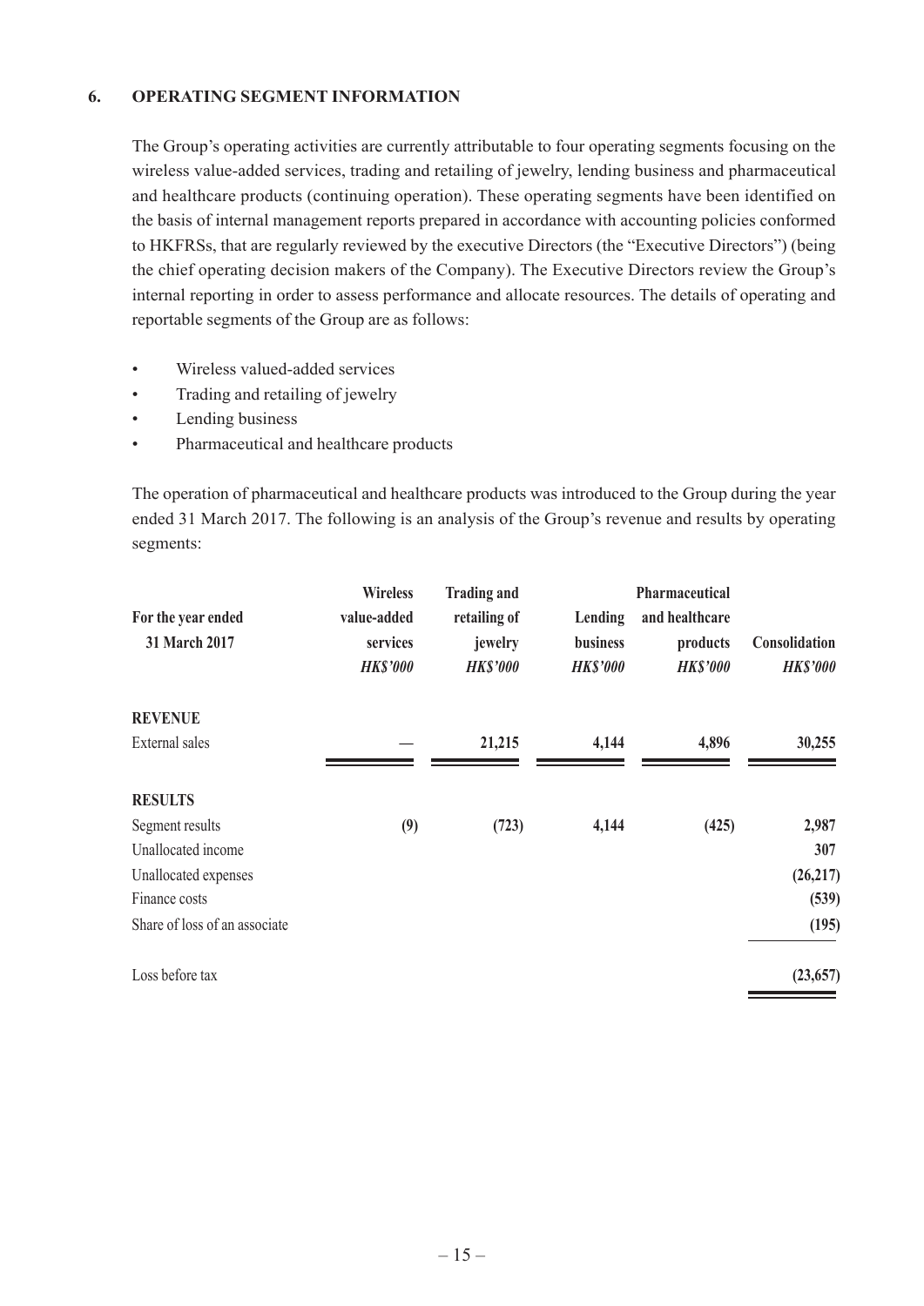## 6. OPERATING SEGMENT INFORMATION

The Group's operating activities are currently attributable to four operating segments focusing on the wireless value-added services, trading and retailing of jewelry, lending business and pharmaceutical and healthcare products (continuing operation). These operating segments have been identified on the basis of internal management reports prepared in accordance with accounting policies conformed to HKFRSs, that are regularly reviewed by the executive Directors (the "Executive Directors") (being the chief operating decision makers of the Company). The Executive Directors review the Group's internal reporting in order to assess performance and allocate resources. The details of operating and reportable segments of the Group are as follows:

- Wireless valued-added services
- Trading and retailing of jewelry
- Lending business
- Pharmaceutical and healthcare products

The operation of pharmaceutical and healthcare products was introduced to the Group during the year ended 31 March 2017. The following is an analysis of the Group's revenue and results by operating segments:

| For the year ended 31 March 2017 | Wireless value-added services *HK$'000* | Trading and retailing of jewelry *HK$'000* | Lending business *HK$'000* | Pharmaceutical and healthcare products *HK$'000* | Consolidation *HK$'000* |
|---|---|---|---|---|---|
| **REVENUE** | | | | | |
| External sales | — | 21,215 | 4,144 | 4,896 | 30,255 |
| **RESULTS** | | | | | |
| Segment results | (9) | (723) | 4,144 | (425) | 2,987 |
| Unallocated income | | | | | 307 |
| Unallocated expenses | | | | | (26,217) |
| Finance costs | | | | | (539) |
| Share of loss of an associate | | | | | (195) |
| Loss before tax | | | | | (23,657) |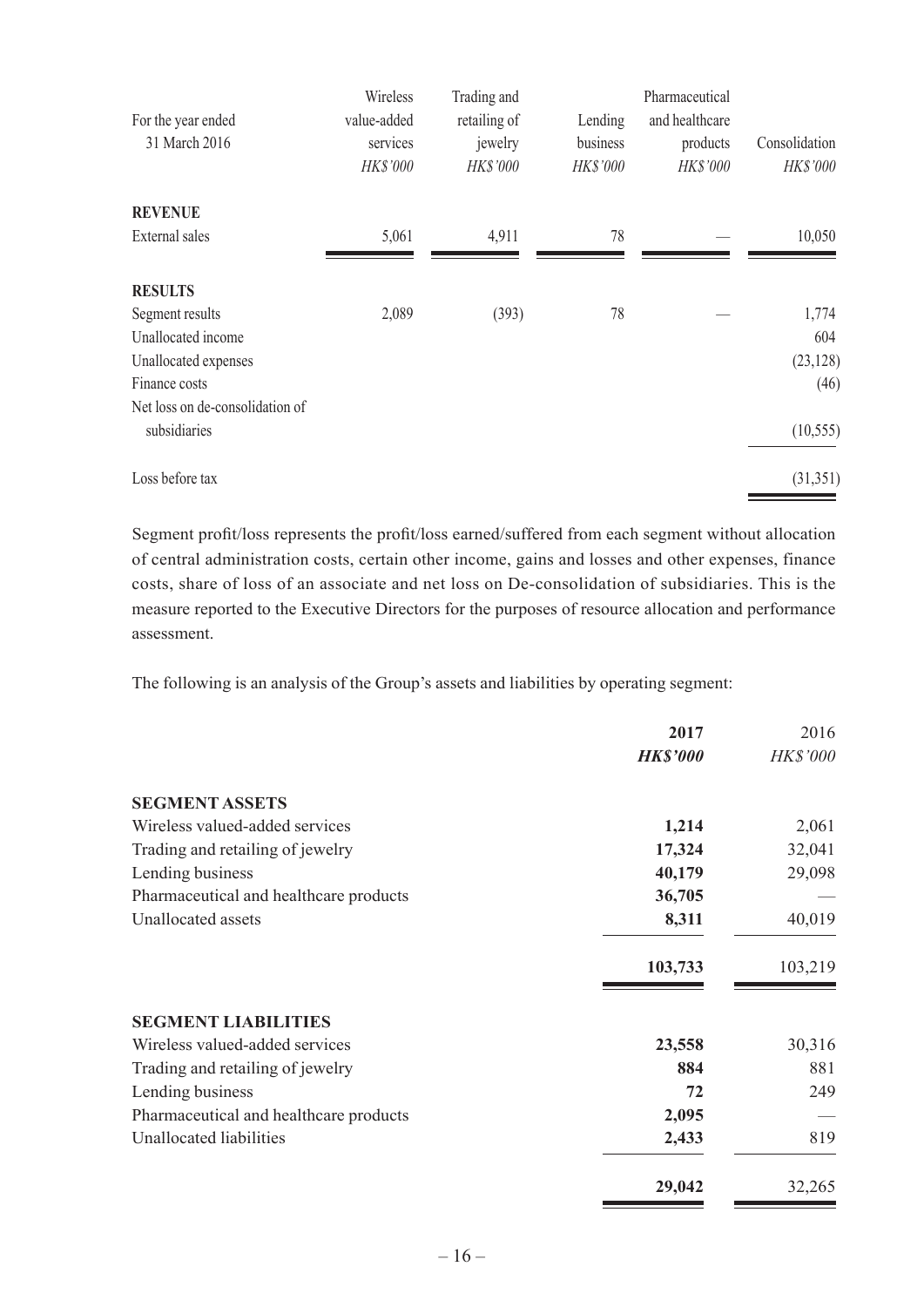| For the year ended 31 March 2016 | Wireless value-added services *HK$'000* | Trading and retailing of jewelry *HK$'000* | Lending business *HK$'000* | Pharmaceutical and healthcare products *HK$'000* | Consolidation *HK$'000* |
|---|---|---|---|---|---|
| **REVENUE** | | | | | |
| External sales | 5,061 | 4,911 | 78 | — | 10,050 |
| **RESULTS** | | | | | |
| Segment results | 2,089 | (393) | 78 | — | 1,774 |
| Unallocated income | | | | | 604 |
| Unallocated expenses | | | | | (23,128) |
| Finance costs | | | | | (46) |
| Net loss on de-consolidation of subsidiaries | | | | | (10,555) |
| Loss before tax | | | | | (31,351) |

Segment profit/loss represents the profit/loss earned/suffered from each segment without allocation of central administration costs, certain other income, gains and losses and other expenses, finance costs, share of loss of an associate and net loss on De-consolidation of subsidiaries. This is the measure reported to the Executive Directors for the purposes of resource allocation and performance assessment.

The following is an analysis of the Group's assets and liabilities by operating segment:

| | **2017** **HK$'000** | 2016 *HK$'000* |
|---|---|---|
| **SEGMENT ASSETS** | | |
| Wireless valued-added services | **1,214** | 2,061 |
| Trading and retailing of jewelry | **17,324** | 32,041 |
| Lending business | **40,179** | 29,098 |
| Pharmaceutical and healthcare products | **36,705** | — |
| Unallocated assets | **8,311** | 40,019 |
| | **103,733** | 103,219 |
| **SEGMENT LIABILITIES** | | |
| Wireless valued-added services | **23,558** | 30,316 |
| Trading and retailing of jewelry | **884** | 881 |
| Lending business | **72** | 249 |
| Pharmaceutical and healthcare products | **2,095** | — |
| Unallocated liabilities | **2,433** | 819 |
| | **29,042** | 32,265 |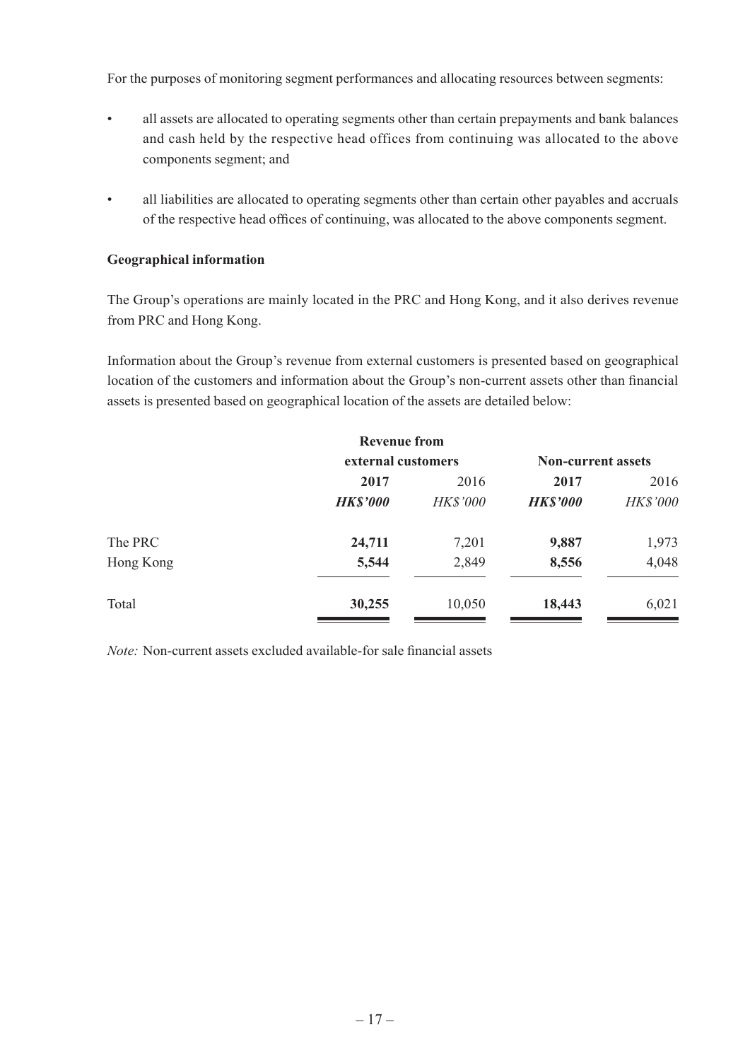For the purposes of monitoring segment performances and allocating resources between segments:

- all assets are allocated to operating segments other than certain prepayments and bank balances and cash held by the respective head offices from continuing was allocated to the above components segment; and
- all liabilities are allocated to operating segments other than certain other payables and accruals of the respective head offices of continuing, was allocated to the above components segment.

**Geographical information**

The Group's operations are mainly located in the PRC and Hong Kong, and it also derives revenue from PRC and Hong Kong.

Information about the Group's revenue from external customers is presented based on geographical location of the customers and information about the Group's non-current assets other than financial assets is presented based on geographical location of the assets are detailed below:

| | Revenue from external customers | | Non-current assets | |
|---|---|---|---|---|
| | **2017** | 2016 | **2017** | 2016 |
| | ***HK$'000*** | *HK$'000* | ***HK$'000*** | *HK$'000* |
| The PRC | **24,711** | 7,201 | **9,887** | 1,973 |
| Hong Kong | **5,544** | 2,849 | **8,556** | 4,048 |
| Total | **30,255** | 10,050 | **18,443** | 6,021 |

*Note:* Non-current assets excluded available-for sale financial assets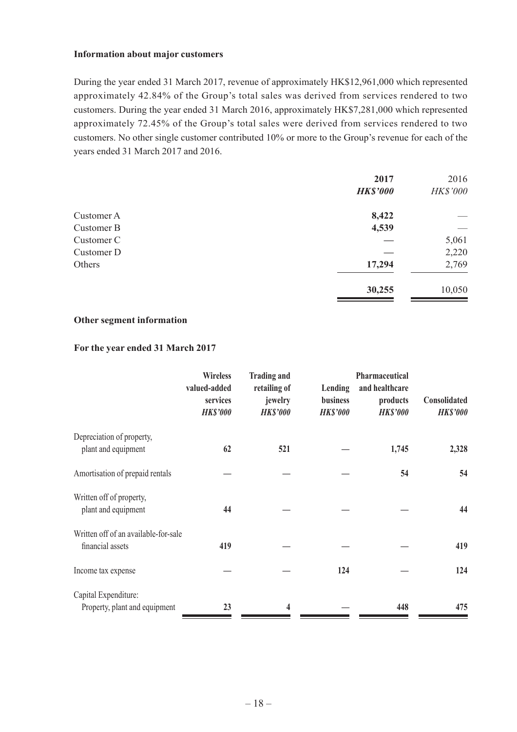**Information about major customers**

During the year ended 31 March 2017, revenue of approximately HK$12,961,000 which represented approximately 42.84% of the Group's total sales was derived from services rendered to two customers. During the year ended 31 March 2016, approximately HK$7,281,000 which represented approximately 72.45% of the Group's total sales were derived from services rendered to two customers. No other single customer contributed 10% or more to the Group's revenue for each of the years ended 31 March 2017 and 2016.

| | **2017** | 2016 |
|---|---|---|
| | ***HK$'000*** | *HK$'000* |
| Customer A | **8,422** | — |
| Customer B | **4,539** | — |
| Customer C | **—** | 5,061 |
| Customer D | **—** | 2,220 |
| Others | **17,294** | 2,769 |
| | **30,255** | 10,050 |

**Other segment information**

**For the year ended 31 March 2017**

| | **Wireless valued-added services** | **Trading and retailing of jewelry** | **Lending business** | **Pharmaceutical and healthcare products** | **Consolidated** |
|---|---|---|---|---|---|
| | ***HK$'000*** | ***HK$'000*** | ***HK$'000*** | ***HK$'000*** | ***HK$'000*** |
| Depreciation of property, plant and equipment | **62** | **521** | **—** | **1,745** | **2,328** |
| Amortisation of prepaid rentals | **—** | **—** | **—** | **54** | **54** |
| Written off of property, plant and equipment | **44** | **—** | **—** | **—** | **44** |
| Written off of an available-for-sale financial assets | **419** | **—** | **—** | **—** | **419** |
| Income tax expense | **—** | **—** | **124** | **—** | **124** |
| Capital Expenditure: Property, plant and equipment | **23** | **4** | **—** | **448** | **475** |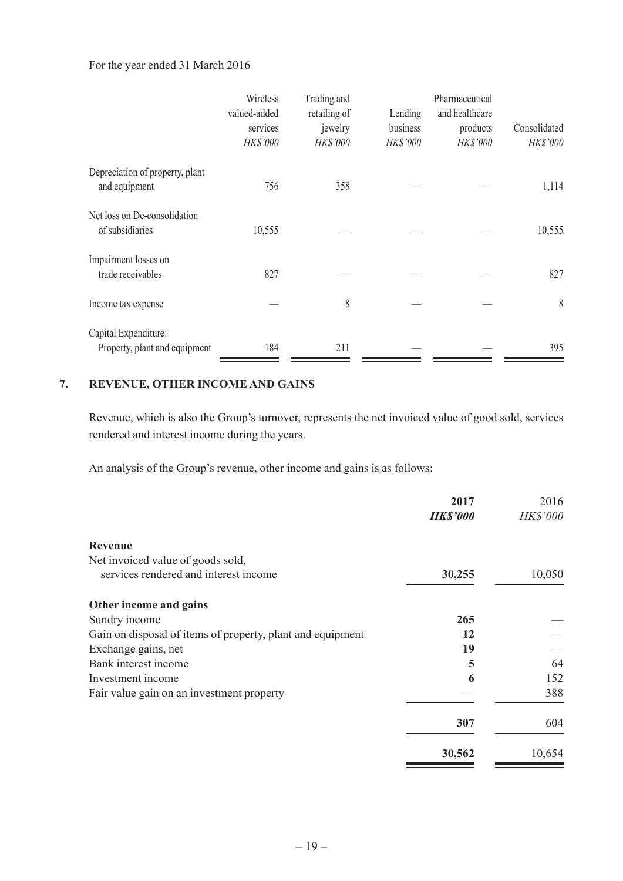For the year ended 31 March 2016

| | Wireless valued-added services *HK$'000* | Trading and retailing of jewelry *HK$'000* | Lending business *HK$'000* | Pharmaceutical and healthcare products *HK$'000* | Consolidated *HK$'000* |
|---|---|---|---|---|---|
| Depreciation of property, plant and equipment | 756 | 358 | — | — | 1,114 |
| Net loss on De-consolidation of subsidiaries | 10,555 | — | — | — | 10,555 |
| Impairment losses on trade receivables | 827 | — | — | — | 827 |
| Income tax expense | — | 8 | — | — | 8 |
| Capital Expenditure: Property, plant and equipment | 184 | 211 | — | — | 395 |

## 7. REVENUE, OTHER INCOME AND GAINS

Revenue, which is also the Group's turnover, represents the net invoiced value of good sold, services rendered and interest income during the years.

An analysis of the Group's revenue, other income and gains is as follows:

| | **2017** ***HK$'000*** | 2016 *HK$'000* |
|---|---|---|
| **Revenue** | | |
| Net invoiced value of goods sold, services rendered and interest income | **30,255** | 10,050 |
| **Other income and gains** | | |
| Sundry income | **265** | — |
| Gain on disposal of items of property, plant and equipment | **12** | — |
| Exchange gains, net | **19** | — |
| Bank interest income | **5** | 64 |
| Investment income | **6** | 152 |
| Fair value gain on an investment property | **—** | 388 |
| | **307** | 604 |
| | **30,562** | 10,654 |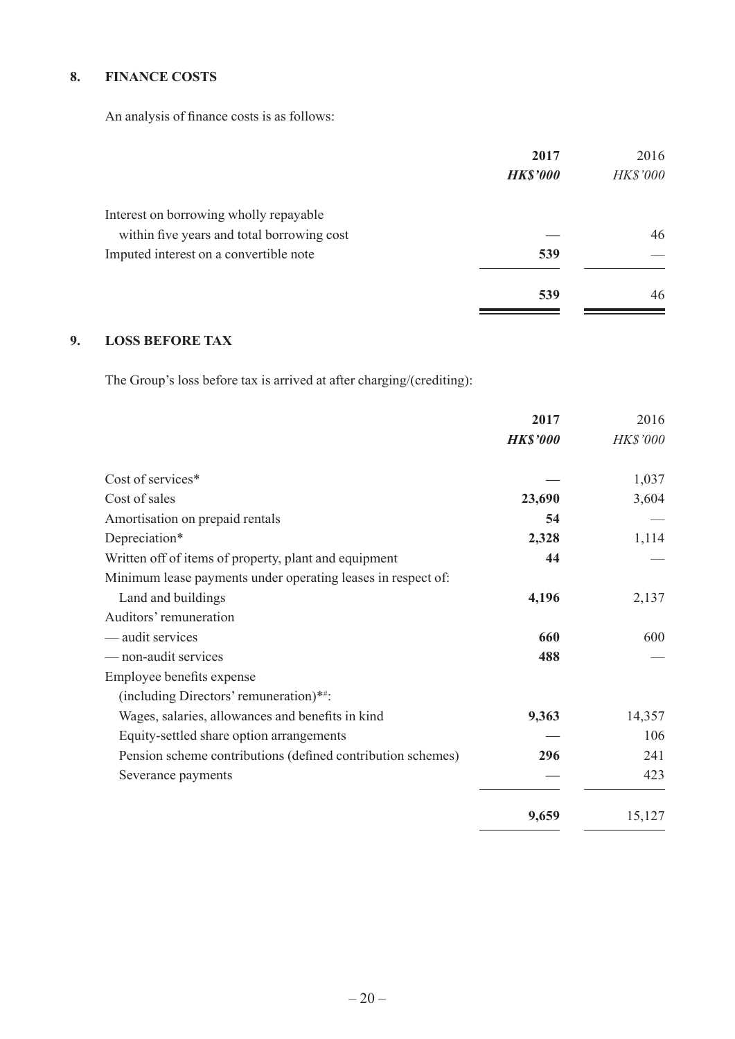## 8. FINANCE COSTS

An analysis of finance costs is as follows:

| | 2017 | 2016 |
|---|---|---|
| | ***HK$'000*** | *HK$'000* |
| Interest on borrowing wholly repayable within five years and total borrowing cost | **—** | 46 |
| Imputed interest on a convertible note | **539** | — |
| | **539** | 46 |

## 9. LOSS BEFORE TAX

The Group's loss before tax is arrived at after charging/(crediting):

| | 2017 | 2016 |
|---|---|---|
| | ***HK$'000*** | *HK$'000* |
| Cost of services* | **—** | 1,037 |
| Cost of sales | **23,690** | 3,604 |
| Amortisation on prepaid rentals | **54** | — |
| Depreciation* | **2,328** | 1,114 |
| Written off of items of property, plant and equipment | **44** | — |
| Minimum lease payments under operating leases in respect of: | | |
| Land and buildings | **4,196** | 2,137 |
| Auditors' remuneration | | |
| — audit services | **660** | 600 |
| — non-audit services | **488** | — |
| Employee benefits expense (including Directors' remuneration)*#: | | |
| Wages, salaries, allowances and benefits in kind | **9,363** | 14,357 |
| Equity-settled share option arrangements | **—** | 106 |
| Pension scheme contributions (defined contribution schemes) | **296** | 241 |
| Severance payments | **—** | 423 |
| | **9,659** | 15,127 |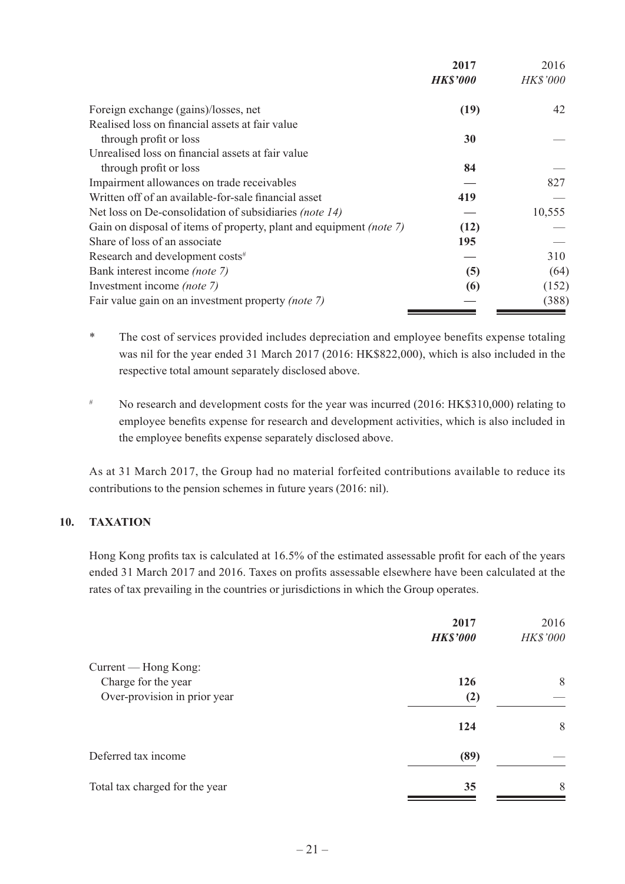| | 2017 | 2016 |
|---|---|---|
| | ***HK$'000*** | *HK$'000* |
| Foreign exchange (gains)/losses, net | **(19)** | 42 |
| Realised loss on financial assets at fair value through profit or loss | **30** | — |
| Unrealised loss on financial assets at fair value through profit or loss | **84** | — |
| Impairment allowances on trade receivables | **—** | 827 |
| Written off of an available-for-sale financial asset | **419** | — |
| Net loss on De-consolidation of subsidiaries *(note 14)* | **—** | 10,555 |
| Gain on disposal of items of property, plant and equipment *(note 7)* | **(12)** | — |
| Share of loss of an associate | **195** | — |
| Research and development costs# | **—** | 310 |
| Bank interest income *(note 7)* | **(5)** | (64) |
| Investment income *(note 7)* | **(6)** | (152) |
| Fair value gain on an investment property *(note 7)* | **—** | (388) |

\* The cost of services provided includes depreciation and employee benefits expense totaling was nil for the year ended 31 March 2017 (2016: HK$822,000), which is also included in the respective total amount separately disclosed above.

# No research and development costs for the year was incurred (2016: HK$310,000) relating to employee benefits expense for research and development activities, which is also included in the employee benefits expense separately disclosed above.

As at 31 March 2017, the Group had no material forfeited contributions available to reduce its contributions to the pension schemes in future years (2016: nil).

## 10. TAXATION

Hong Kong profits tax is calculated at 16.5% of the estimated assessable profit for each of the years ended 31 March 2017 and 2016. Taxes on profits assessable elsewhere have been calculated at the rates of tax prevailing in the countries or jurisdictions in which the Group operates.

| | 2017 | 2016 |
|---|---|---|
| | ***HK$'000*** | *HK$'000* |
| Current — Hong Kong: | | |
| Charge for the year | **126** | 8 |
| Over-provision in prior year | **(2)** | — |
| | **124** | 8 |
| Deferred tax income | **(89)** | — |
| Total tax charged for the year | **35** | 8 |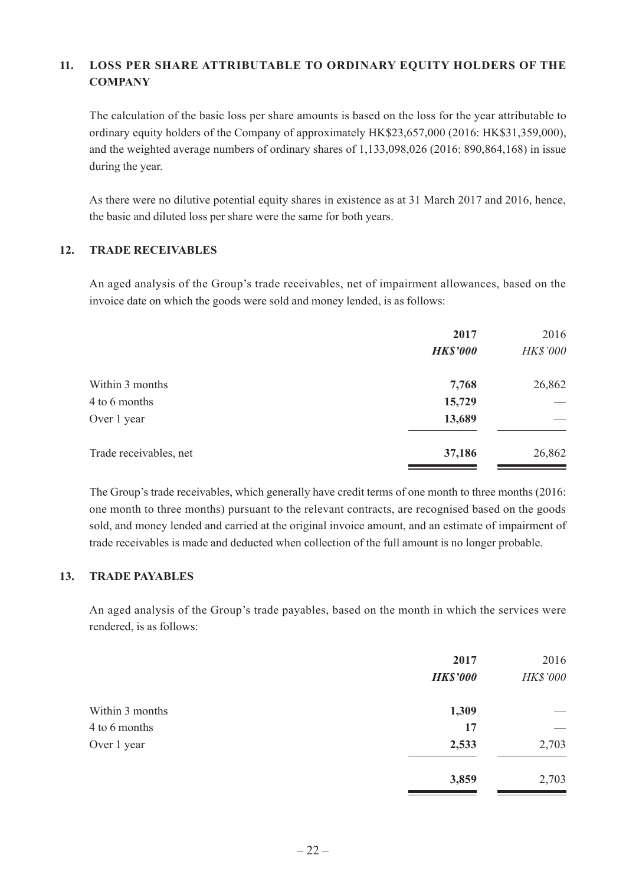## 11. LOSS PER SHARE ATTRIBUTABLE TO ORDINARY EQUITY HOLDERS OF THE COMPANY

The calculation of the basic loss per share amounts is based on the loss for the year attributable to ordinary equity holders of the Company of approximately HK$23,657,000 (2016: HK$31,359,000), and the weighted average numbers of ordinary shares of 1,133,098,026 (2016: 890,864,168) in issue during the year.

As there were no dilutive potential equity shares in existence as at 31 March 2017 and 2016, hence, the basic and diluted loss per share were the same for both years.

## 12. TRADE RECEIVABLES

An aged analysis of the Group's trade receivables, net of impairment allowances, based on the invoice date on which the goods were sold and money lended, is as follows:

| | 2017 | 2016 |
|---|---|---|
| | ***HK$'000*** | *HK$'000* |
| Within 3 months | **7,768** | 26,862 |
| 4 to 6 months | **15,729** | — |
| Over 1 year | **13,689** | — |
| Trade receivables, net | **37,186** | 26,862 |

The Group's trade receivables, which generally have credit terms of one month to three months (2016: one month to three months) pursuant to the relevant contracts, are recognised based on the goods sold, and money lended and carried at the original invoice amount, and an estimate of impairment of trade receivables is made and deducted when collection of the full amount is no longer probable.

## 13. TRADE PAYABLES

An aged analysis of the Group's trade payables, based on the month in which the services were rendered, is as follows:

| | 2017 | 2016 |
|---|---|---|
| | ***HK$'000*** | *HK$'000* |
| Within 3 months | **1,309** | — |
| 4 to 6 months | **17** | — |
| Over 1 year | **2,533** | 2,703 |
| | **3,859** | 2,703 |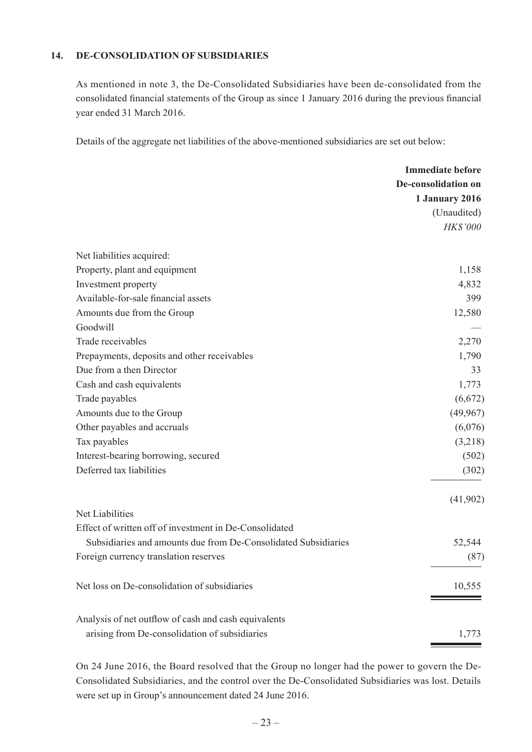## 14. DE-CONSOLIDATION OF SUBSIDIARIES

As mentioned in note 3, the De-Consolidated Subsidiaries have been de-consolidated from the consolidated financial statements of the Group as since 1 January 2016 during the previous financial year ended 31 March 2016.

Details of the aggregate net liabilities of the above-mentioned subsidiaries are set out below:

| | **Immediate before De-consolidation on 1 January 2016** |
|---|---|
| | (Unaudited) |
| | *HK$'000* |
| Net liabilities acquired: | |
| Property, plant and equipment | 1,158 |
| Investment property | 4,832 |
| Available-for-sale financial assets | 399 |
| Amounts due from the Group | 12,580 |
| Goodwill | — |
| Trade receivables | 2,270 |
| Prepayments, deposits and other receivables | 1,790 |
| Due from a then Director | 33 |
| Cash and cash equivalents | 1,773 |
| Trade payables | (6,672) |
| Amounts due to the Group | (49,967) |
| Other payables and accruals | (6,076) |
| Tax payables | (3,218) |
| Interest-bearing borrowing, secured | (502) |
| Deferred tax liabilities | (302) |
| | (41,902) |
| Net Liabilities | |
| Effect of written off of investment in De-Consolidated Subsidiaries and amounts due from De-Consolidated Subsidiaries | 52,544 |
| Foreign currency translation reserves | (87) |
| Net loss on De-consolidation of subsidiaries | 10,555 |
| Analysis of net outflow of cash and cash equivalents arising from De-consolidation of subsidiaries | 1,773 |

On 24 June 2016, the Board resolved that the Group no longer had the power to govern the De-Consolidated Subsidiaries, and the control over the De-Consolidated Subsidiaries was lost. Details were set up in Group's announcement dated 24 June 2016.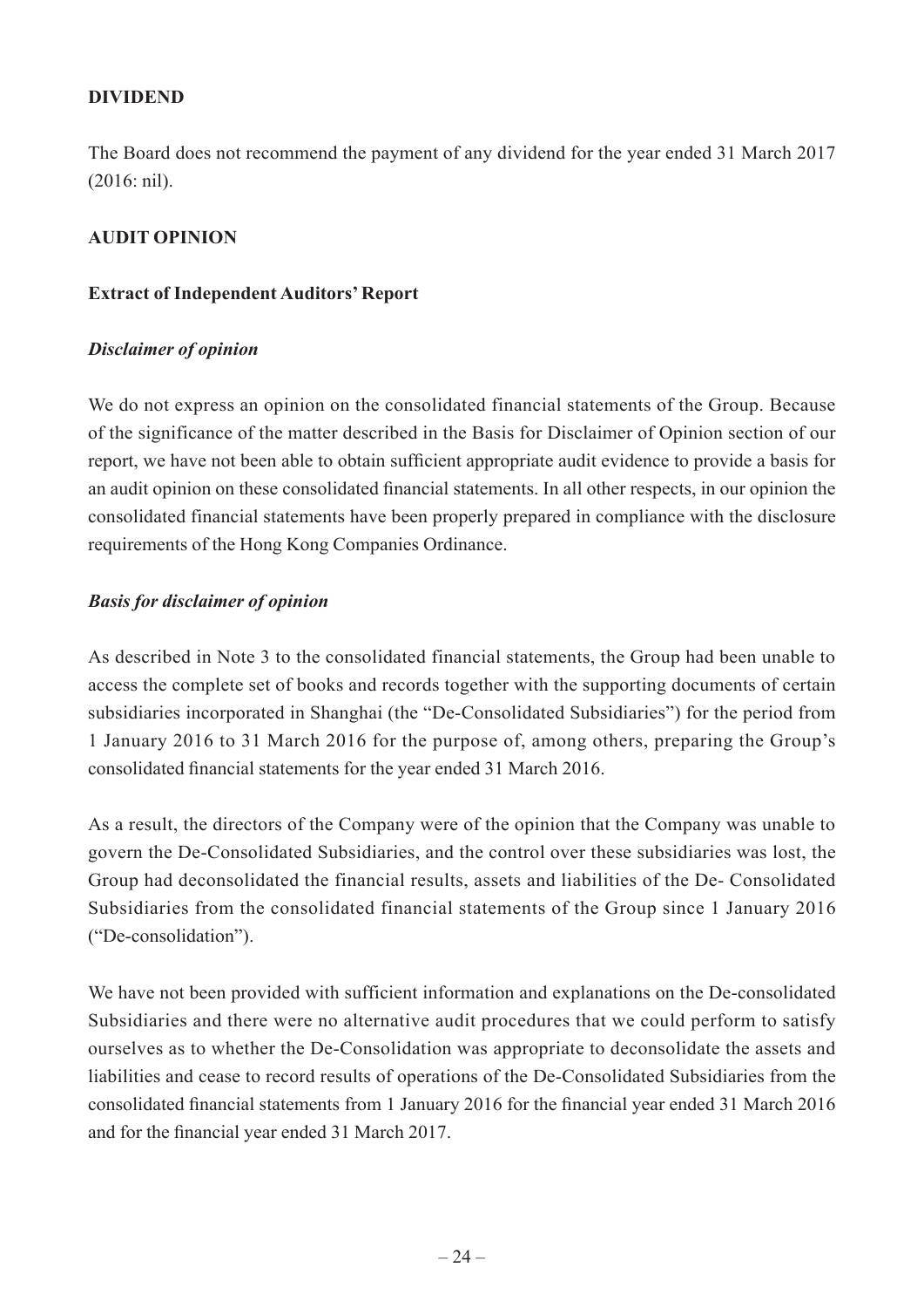## DIVIDEND

The Board does not recommend the payment of any dividend for the year ended 31 March 2017 (2016: nil).

## AUDIT OPINION

### Extract of Independent Auditors' Report

#### *Disclaimer of opinion*

We do not express an opinion on the consolidated financial statements of the Group. Because of the significance of the matter described in the Basis for Disclaimer of Opinion section of our report, we have not been able to obtain sufficient appropriate audit evidence to provide a basis for an audit opinion on these consolidated financial statements. In all other respects, in our opinion the consolidated financial statements have been properly prepared in compliance with the disclosure requirements of the Hong Kong Companies Ordinance.

#### *Basis for disclaimer of opinion*

As described in Note 3 to the consolidated financial statements, the Group had been unable to access the complete set of books and records together with the supporting documents of certain subsidiaries incorporated in Shanghai (the "De-Consolidated Subsidiaries") for the period from 1 January 2016 to 31 March 2016 for the purpose of, among others, preparing the Group's consolidated financial statements for the year ended 31 March 2016.

As a result, the directors of the Company were of the opinion that the Company was unable to govern the De-Consolidated Subsidiaries, and the control over these subsidiaries was lost, the Group had deconsolidated the financial results, assets and liabilities of the De- Consolidated Subsidiaries from the consolidated financial statements of the Group since 1 January 2016 ("De-consolidation").

We have not been provided with sufficient information and explanations on the De-consolidated Subsidiaries and there were no alternative audit procedures that we could perform to satisfy ourselves as to whether the De-Consolidation was appropriate to deconsolidate the assets and liabilities and cease to record results of operations of the De-Consolidated Subsidiaries from the consolidated financial statements from 1 January 2016 for the financial year ended 31 March 2016 and for the financial year ended 31 March 2017.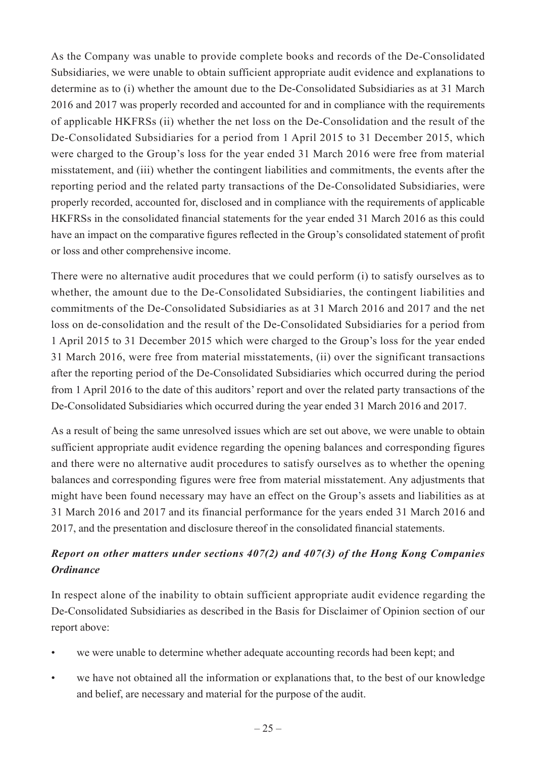As the Company was unable to provide complete books and records of the De-Consolidated Subsidiaries, we were unable to obtain sufficient appropriate audit evidence and explanations to determine as to (i) whether the amount due to the De-Consolidated Subsidiaries as at 31 March 2016 and 2017 was properly recorded and accounted for and in compliance with the requirements of applicable HKFRSs (ii) whether the net loss on the De-Consolidation and the result of the De-Consolidated Subsidiaries for a period from 1 April 2015 to 31 December 2015, which were charged to the Group's loss for the year ended 31 March 2016 were free from material misstatement, and (iii) whether the contingent liabilities and commitments, the events after the reporting period and the related party transactions of the De-Consolidated Subsidiaries, were properly recorded, accounted for, disclosed and in compliance with the requirements of applicable HKFRSs in the consolidated financial statements for the year ended 31 March 2016 as this could have an impact on the comparative figures reflected in the Group's consolidated statement of profit or loss and other comprehensive income.

There were no alternative audit procedures that we could perform (i) to satisfy ourselves as to whether, the amount due to the De-Consolidated Subsidiaries, the contingent liabilities and commitments of the De-Consolidated Subsidiaries as at 31 March 2016 and 2017 and the net loss on de-consolidation and the result of the De-Consolidated Subsidiaries for a period from 1 April 2015 to 31 December 2015 which were charged to the Group's loss for the year ended 31 March 2016, were free from material misstatements, (ii) over the significant transactions after the reporting period of the De-Consolidated Subsidiaries which occurred during the period from 1 April 2016 to the date of this auditors' report and over the related party transactions of the De-Consolidated Subsidiaries which occurred during the year ended 31 March 2016 and 2017.

As a result of being the same unresolved issues which are set out above, we were unable to obtain sufficient appropriate audit evidence regarding the opening balances and corresponding figures and there were no alternative audit procedures to satisfy ourselves as to whether the opening balances and corresponding figures were free from material misstatement. Any adjustments that might have been found necessary may have an effect on the Group's assets and liabilities as at 31 March 2016 and 2017 and its financial performance for the years ended 31 March 2016 and 2017, and the presentation and disclosure thereof in the consolidated financial statements.

***Report on other matters under sections 407(2) and 407(3) of the Hong Kong Companies Ordinance***

In respect alone of the inability to obtain sufficient appropriate audit evidence regarding the De-Consolidated Subsidiaries as described in the Basis for Disclaimer of Opinion section of our report above:

- we were unable to determine whether adequate accounting records had been kept; and
- we have not obtained all the information or explanations that, to the best of our knowledge and belief, are necessary and material for the purpose of the audit.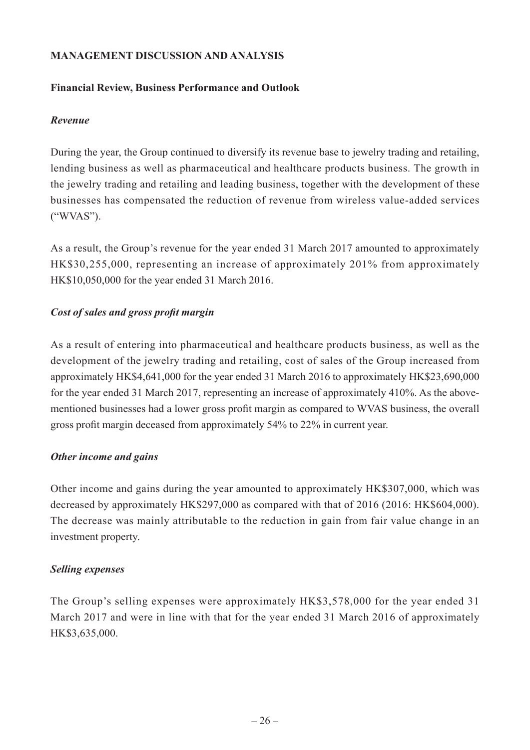## MANAGEMENT DISCUSSION AND ANALYSIS

### Financial Review, Business Performance and Outlook

#### *Revenue*

During the year, the Group continued to diversify its revenue base to jewelry trading and retailing, lending business as well as pharmaceutical and healthcare products business. The growth in the jewelry trading and retailing and leading business, together with the development of these businesses has compensated the reduction of revenue from wireless value-added services ("WVAS").

As a result, the Group's revenue for the year ended 31 March 2017 amounted to approximately HK$30,255,000, representing an increase of approximately 201% from approximately HK$10,050,000 for the year ended 31 March 2016.

#### *Cost of sales and gross profit margin*

As a result of entering into pharmaceutical and healthcare products business, as well as the development of the jewelry trading and retailing, cost of sales of the Group increased from approximately HK$4,641,000 for the year ended 31 March 2016 to approximately HK$23,690,000 for the year ended 31 March 2017, representing an increase of approximately 410%. As the above-mentioned businesses had a lower gross profit margin as compared to WVAS business, the overall gross profit margin deceased from approximately 54% to 22% in current year.

#### *Other income and gains*

Other income and gains during the year amounted to approximately HK$307,000, which was decreased by approximately HK$297,000 as compared with that of 2016 (2016: HK$604,000). The decrease was mainly attributable to the reduction in gain from fair value change in an investment property.

#### *Selling expenses*

The Group's selling expenses were approximately HK$3,578,000 for the year ended 31 March 2017 and were in line with that for the year ended 31 March 2016 of approximately HK$3,635,000.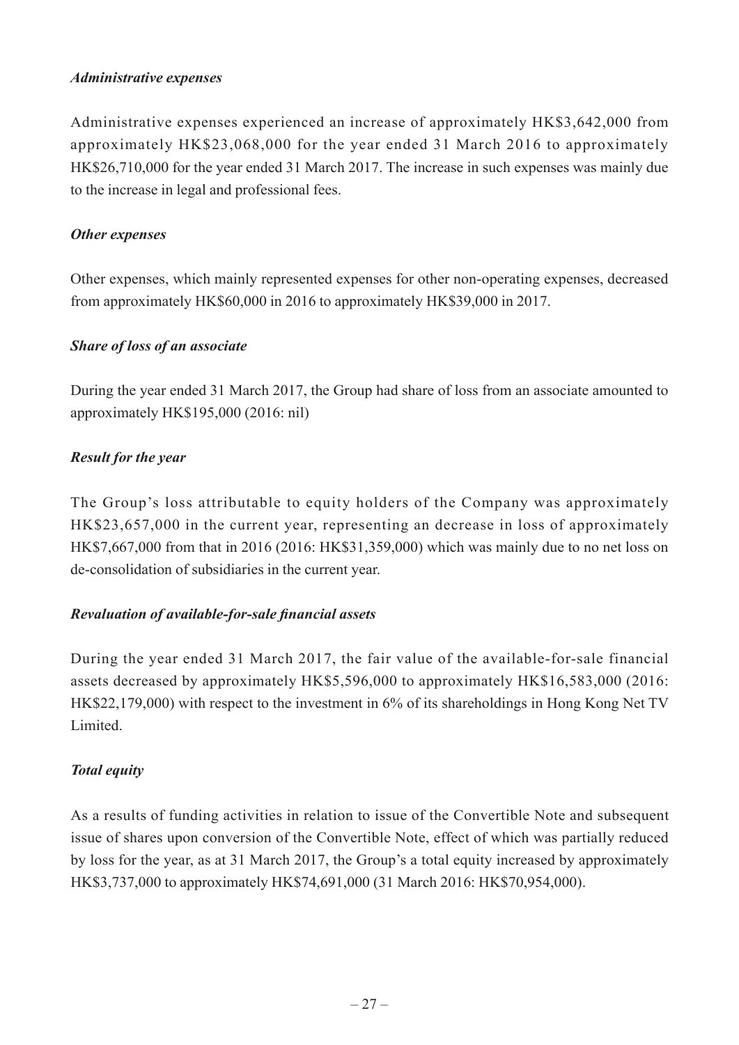***Administrative expenses***

Administrative expenses experienced an increase of approximately HK$3,642,000 from approximately HK$23,068,000 for the year ended 31 March 2016 to approximately HK$26,710,000 for the year ended 31 March 2017. The increase in such expenses was mainly due to the increase in legal and professional fees.

***Other expenses***

Other expenses, which mainly represented expenses for other non-operating expenses, decreased from approximately HK$60,000 in 2016 to approximately HK$39,000 in 2017.

***Share of loss of an associate***

During the year ended 31 March 2017, the Group had share of loss from an associate amounted to approximately HK$195,000 (2016: nil)

***Result for the year***

The Group's loss attributable to equity holders of the Company was approximately HK$23,657,000 in the current year, representing an decrease in loss of approximately HK$7,667,000 from that in 2016 (2016: HK$31,359,000) which was mainly due to no net loss on de-consolidation of subsidiaries in the current year.

***Revaluation of available-for-sale financial assets***

During the year ended 31 March 2017, the fair value of the available-for-sale financial assets decreased by approximately HK$5,596,000 to approximately HK$16,583,000 (2016: HK$22,179,000) with respect to the investment in 6% of its shareholdings in Hong Kong Net TV Limited.

***Total equity***

As a results of funding activities in relation to issue of the Convertible Note and subsequent issue of shares upon conversion of the Convertible Note, effect of which was partially reduced by loss for the year, as at 31 March 2017, the Group's a total equity increased by approximately HK$3,737,000 to approximately HK$74,691,000 (31 March 2016: HK$70,954,000).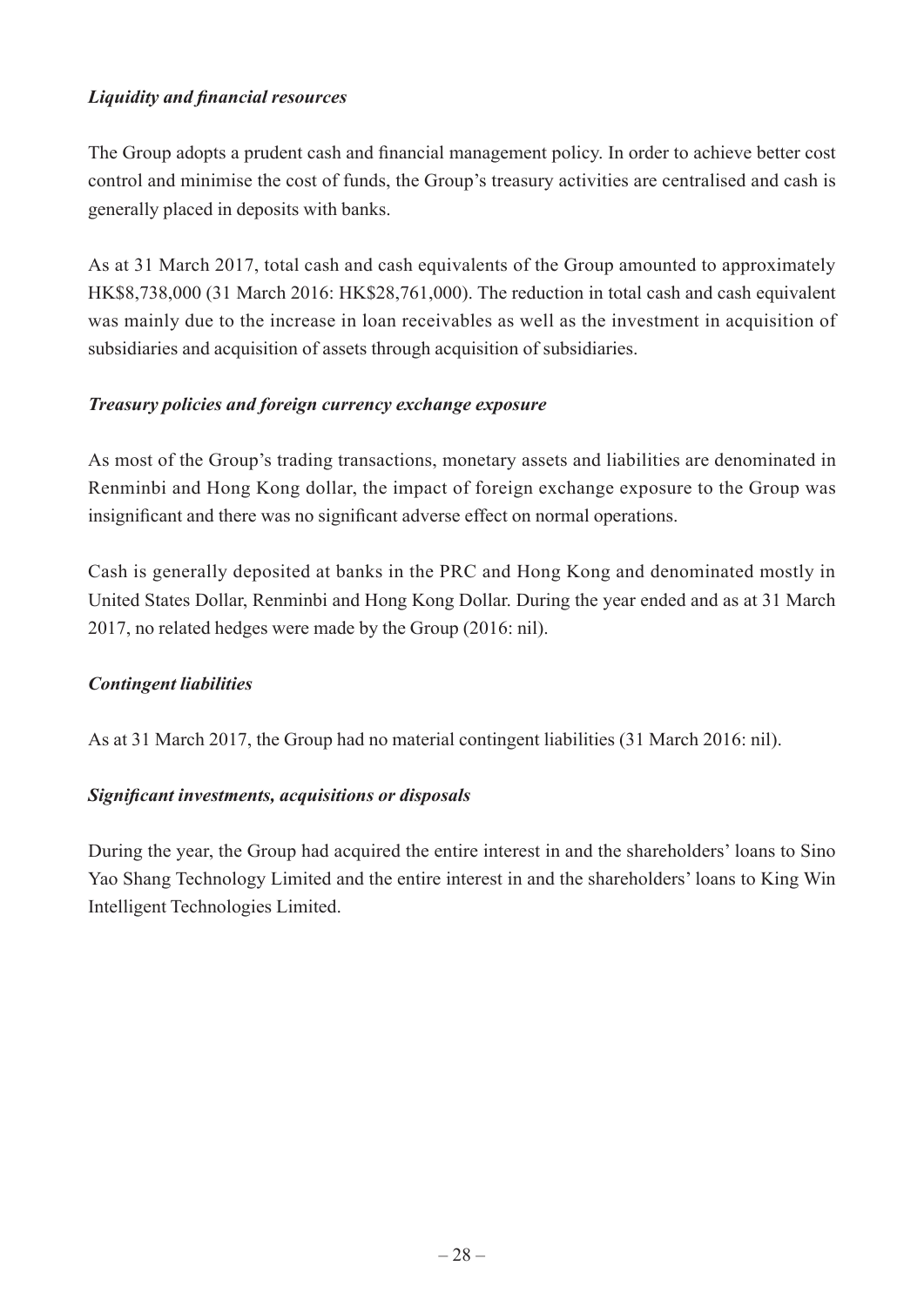***Liquidity and financial resources***

The Group adopts a prudent cash and financial management policy. In order to achieve better cost control and minimise the cost of funds, the Group's treasury activities are centralised and cash is generally placed in deposits with banks.

As at 31 March 2017, total cash and cash equivalents of the Group amounted to approximately HK$8,738,000 (31 March 2016: HK$28,761,000). The reduction in total cash and cash equivalent was mainly due to the increase in loan receivables as well as the investment in acquisition of subsidiaries and acquisition of assets through acquisition of subsidiaries.

***Treasury policies and foreign currency exchange exposure***

As most of the Group's trading transactions, monetary assets and liabilities are denominated in Renminbi and Hong Kong dollar, the impact of foreign exchange exposure to the Group was insignificant and there was no significant adverse effect on normal operations.

Cash is generally deposited at banks in the PRC and Hong Kong and denominated mostly in United States Dollar, Renminbi and Hong Kong Dollar. During the year ended and as at 31 March 2017, no related hedges were made by the Group (2016: nil).

***Contingent liabilities***

As at 31 March 2017, the Group had no material contingent liabilities (31 March 2016: nil).

***Significant investments, acquisitions or disposals***

During the year, the Group had acquired the entire interest in and the shareholders' loans to Sino Yao Shang Technology Limited and the entire interest in and the shareholders' loans to King Win Intelligent Technologies Limited.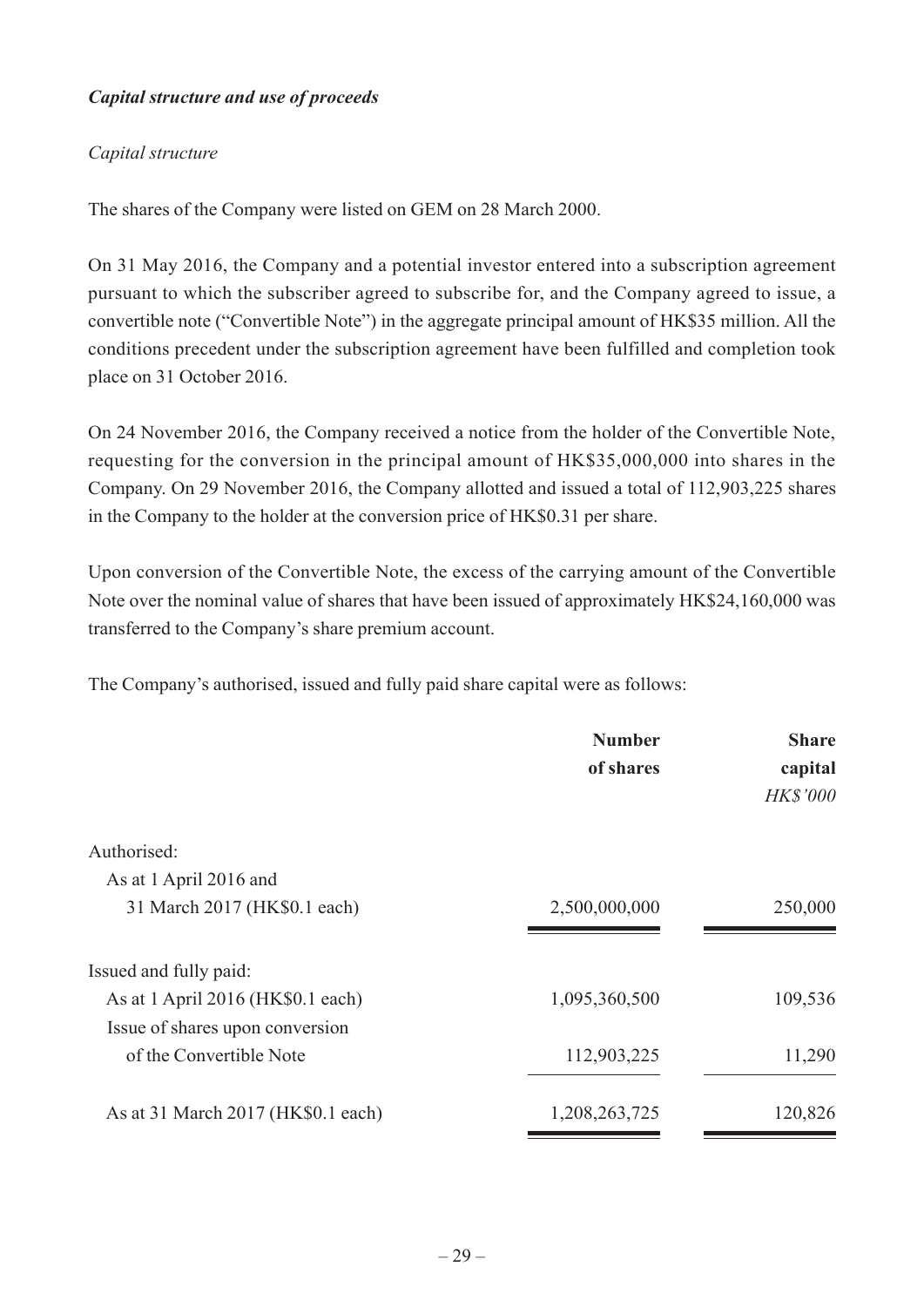***Capital structure and use of proceeds***

*Capital structure*

The shares of the Company were listed on GEM on 28 March 2000.

On 31 May 2016, the Company and a potential investor entered into a subscription agreement pursuant to which the subscriber agreed to subscribe for, and the Company agreed to issue, a convertible note ("Convertible Note") in the aggregate principal amount of HK$35 million. All the conditions precedent under the subscription agreement have been fulfilled and completion took place on 31 October 2016.

On 24 November 2016, the Company received a notice from the holder of the Convertible Note, requesting for the conversion in the principal amount of HK$35,000,000 into shares in the Company. On 29 November 2016, the Company allotted and issued a total of 112,903,225 shares in the Company to the holder at the conversion price of HK$0.31 per share.

Upon conversion of the Convertible Note, the excess of the carrying amount of the Convertible Note over the nominal value of shares that have been issued of approximately HK$24,160,000 was transferred to the Company's share premium account.

The Company's authorised, issued and fully paid share capital were as follows:

| | **Number of shares** | **Share capital** *HK$'000* |
|---|---|---|
| Authorised: | | |
| As at 1 April 2016 and 31 March 2017 (HK$0.1 each) | 2,500,000,000 | 250,000 |
| Issued and fully paid: | | |
| As at 1 April 2016 (HK$0.1 each) | 1,095,360,500 | 109,536 |
| Issue of shares upon conversion of the Convertible Note | 112,903,225 | 11,290 |
| As at 31 March 2017 (HK$0.1 each) | 1,208,263,725 | 120,826 |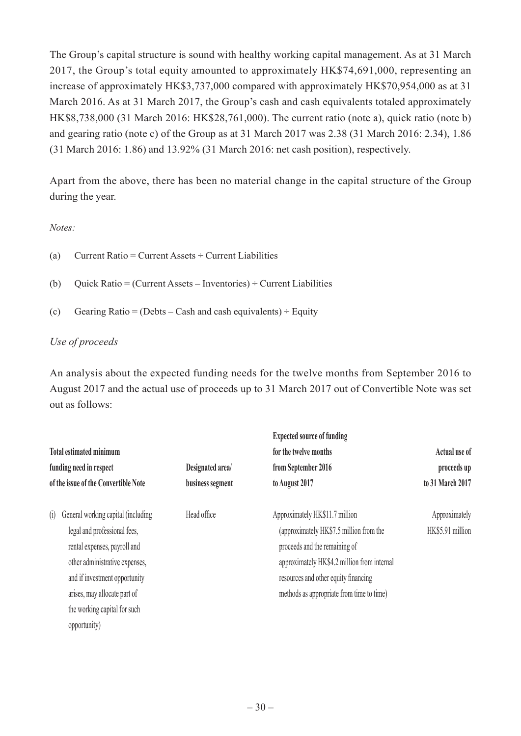The Group's capital structure is sound with healthy working capital management. As at 31 March 2017, the Group's total equity amounted to approximately HK$74,691,000, representing an increase of approximately HK$3,737,000 compared with approximately HK$70,954,000 as at 31 March 2016. As at 31 March 2017, the Group's cash and cash equivalents totaled approximately HK$8,738,000 (31 March 2016: HK$28,761,000). The current ratio (note a), quick ratio (note b) and gearing ratio (note c) of the Group as at 31 March 2017 was 2.38 (31 March 2016: 2.34), 1.86 (31 March 2016: 1.86) and 13.92% (31 March 2016: net cash position), respectively.

Apart from the above, there has been no material change in the capital structure of the Group during the year.

*Notes:*

(a) Current Ratio = Current Assets ÷ Current Liabilities

(b) Quick Ratio = (Current Assets – Inventories) ÷ Current Liabilities

(c) Gearing Ratio = (Debts – Cash and cash equivalents) ÷ Equity

*Use of proceeds*

An analysis about the expected funding needs for the twelve months from September 2016 to August 2017 and the actual use of proceeds up to 31 March 2017 out of Convertible Note was set out as follows:

| **Total estimated minimum funding need in respect of the issue of the Convertible Note** | **Designated area/ business segment** | **Expected source of funding for the twelve months from September 2016 to August 2017** | **Actual use of proceeds up to 31 March 2017** |
|---|---|---|---|
| (i) General working capital (including legal and professional fees, rental expenses, payroll and other administrative expenses, and if investment opportunity arises, may allocate part of the working capital for such opportunity) | Head office | Approximately HK$11.7 million (approximately HK$7.5 million from the proceeds and the remaining of approximately HK$4.2 million from internal resources and other equity financing methods as appropriate from time to time) | Approximately HK$5.91 million |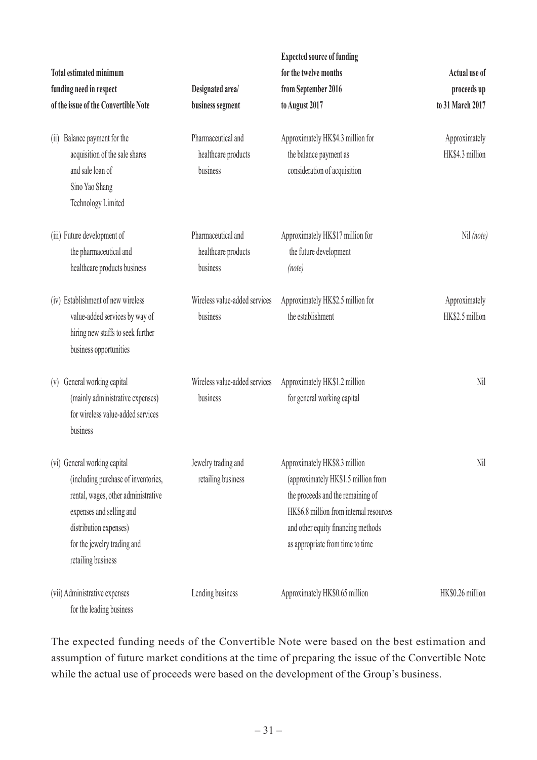| Total estimated minimum funding need in respect of the issue of the Convertible Note | Designated area/ business segment | Expected source of funding for the twelve months from September 2016 to August 2017 | Actual use of proceeds up to 31 March 2017 |
|---|---|---|---|
| (ii) Balance payment for the acquisition of the sale shares and sale loan of Sino Yao Shang Technology Limited | Pharmaceutical and healthcare products business | Approximately HK$4.3 million for the balance payment as consideration of acquisition | Approximately HK$4.3 million |
| (iii) Future development of the pharmaceutical and healthcare products business | Pharmaceutical and healthcare products business | Approximately HK$17 million for the future development *(note)* | Nil *(note)* |
| (iv) Establishment of new wireless value-added services by way of hiring new staffs to seek further business opportunities | Wireless value-added services business | Approximately HK$2.5 million for the establishment | Approximately HK$2.5 million |
| (v) General working capital (mainly administrative expenses) for wireless value-added services business | Wireless value-added services business | Approximately HK$1.2 million for general working capital | Nil |
| (vi) General working capital (including purchase of inventories, rental, wages, other administrative expenses and selling and distribution expenses) for the jewelry trading and retailing business | Jewelry trading and retailing business | Approximately HK$8.3 million (approximately HK$1.5 million from the proceeds and the remaining of HK$6.8 million from internal resources and other equity financing methods as appropriate from time to time | Nil |
| (vii) Administrative expenses for the leading business | Lending business | Approximately HK$0.65 million | HK$0.26 million |

The expected funding needs of the Convertible Note were based on the best estimation and assumption of future market conditions at the time of preparing the issue of the Convertible Note while the actual use of proceeds were based on the development of the Group's business.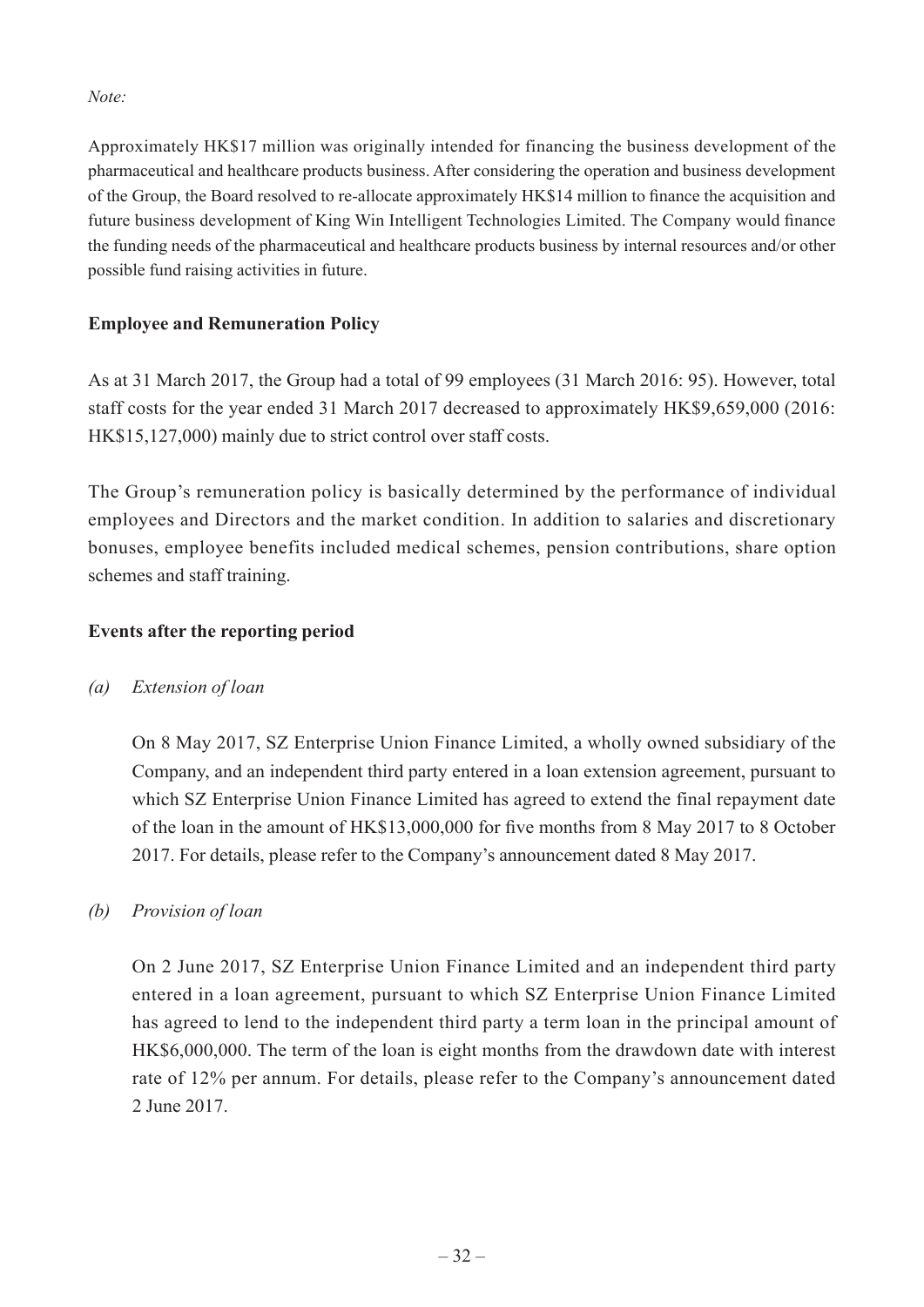*Note:*

Approximately HK$17 million was originally intended for financing the business development of the pharmaceutical and healthcare products business. After considering the operation and business development of the Group, the Board resolved to re-allocate approximately HK$14 million to finance the acquisition and future business development of King Win Intelligent Technologies Limited. The Company would finance the funding needs of the pharmaceutical and healthcare products business by internal resources and/or other possible fund raising activities in future.

**Employee and Remuneration Policy**

As at 31 March 2017, the Group had a total of 99 employees (31 March 2016: 95). However, total staff costs for the year ended 31 March 2017 decreased to approximately HK$9,659,000 (2016: HK$15,127,000) mainly due to strict control over staff costs.

The Group's remuneration policy is basically determined by the performance of individual employees and Directors and the market condition. In addition to salaries and discretionary bonuses, employee benefits included medical schemes, pension contributions, share option schemes and staff training.

**Events after the reporting period**

*(a) Extension of loan*

On 8 May 2017, SZ Enterprise Union Finance Limited, a wholly owned subsidiary of the Company, and an independent third party entered in a loan extension agreement, pursuant to which SZ Enterprise Union Finance Limited has agreed to extend the final repayment date of the loan in the amount of HK$13,000,000 for five months from 8 May 2017 to 8 October 2017. For details, please refer to the Company's announcement dated 8 May 2017.

*(b) Provision of loan*

On 2 June 2017, SZ Enterprise Union Finance Limited and an independent third party entered in a loan agreement, pursuant to which SZ Enterprise Union Finance Limited has agreed to lend to the independent third party a term loan in the principal amount of HK$6,000,000. The term of the loan is eight months from the drawdown date with interest rate of 12% per annum. For details, please refer to the Company's announcement dated 2 June 2017.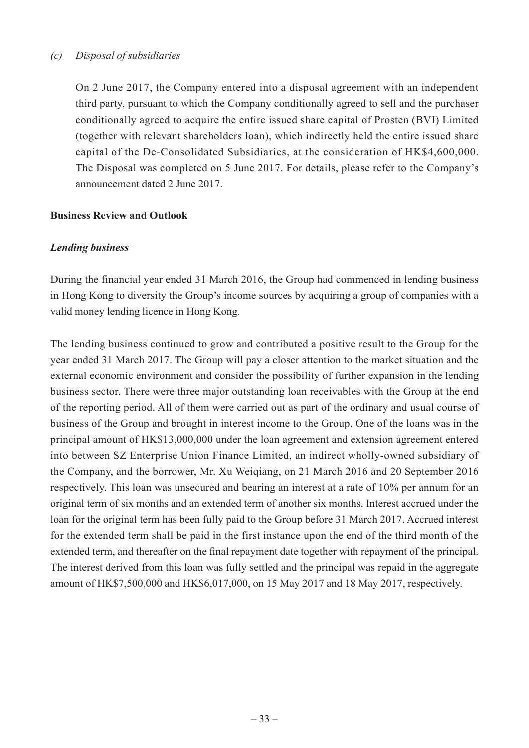*(c) Disposal of subsidiaries*

On 2 June 2017, the Company entered into a disposal agreement with an independent third party, pursuant to which the Company conditionally agreed to sell and the purchaser conditionally agreed to acquire the entire issued share capital of Prosten (BVI) Limited (together with relevant shareholders loan), which indirectly held the entire issued share capital of the De-Consolidated Subsidiaries, at the consideration of HK$4,600,000. The Disposal was completed on 5 June 2017. For details, please refer to the Company's announcement dated 2 June 2017.

**Business Review and Outlook**

***Lending business***

During the financial year ended 31 March 2016, the Group had commenced in lending business in Hong Kong to diversity the Group's income sources by acquiring a group of companies with a valid money lending licence in Hong Kong.

The lending business continued to grow and contributed a positive result to the Group for the year ended 31 March 2017. The Group will pay a closer attention to the market situation and the external economic environment and consider the possibility of further expansion in the lending business sector. There were three major outstanding loan receivables with the Group at the end of the reporting period. All of them were carried out as part of the ordinary and usual course of business of the Group and brought in interest income to the Group. One of the loans was in the principal amount of HK$13,000,000 under the loan agreement and extension agreement entered into between SZ Enterprise Union Finance Limited, an indirect wholly-owned subsidiary of the Company, and the borrower, Mr. Xu Weiqiang, on 21 March 2016 and 20 September 2016 respectively. This loan was unsecured and bearing an interest at a rate of 10% per annum for an original term of six months and an extended term of another six months. Interest accrued under the loan for the original term has been fully paid to the Group before 31 March 2017. Accrued interest for the extended term shall be paid in the first instance upon the end of the third month of the extended term, and thereafter on the final repayment date together with repayment of the principal. The interest derived from this loan was fully settled and the principal was repaid in the aggregate amount of HK$7,500,000 and HK$6,017,000, on 15 May 2017 and 18 May 2017, respectively.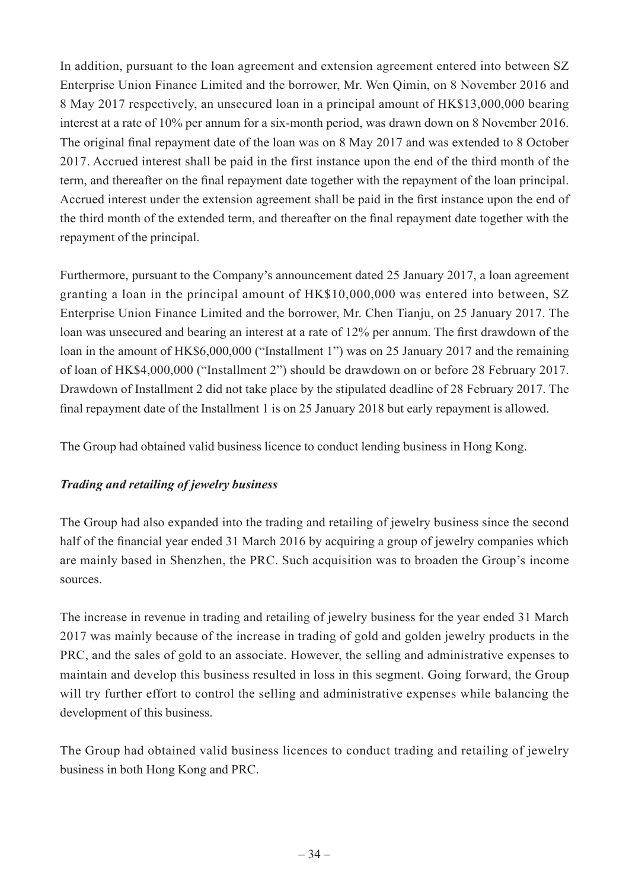In addition, pursuant to the loan agreement and extension agreement entered into between SZ Enterprise Union Finance Limited and the borrower, Mr. Wen Qimin, on 8 November 2016 and 8 May 2017 respectively, an unsecured loan in a principal amount of HK$13,000,000 bearing interest at a rate of 10% per annum for a six-month period, was drawn down on 8 November 2016. The original final repayment date of the loan was on 8 May 2017 and was extended to 8 October 2017. Accrued interest shall be paid in the first instance upon the end of the third month of the term, and thereafter on the final repayment date together with the repayment of the loan principal. Accrued interest under the extension agreement shall be paid in the first instance upon the end of the third month of the extended term, and thereafter on the final repayment date together with the repayment of the principal.

Furthermore, pursuant to the Company's announcement dated 25 January 2017, a loan agreement granting a loan in the principal amount of HK$10,000,000 was entered into between, SZ Enterprise Union Finance Limited and the borrower, Mr. Chen Tianju, on 25 January 2017. The loan was unsecured and bearing an interest at a rate of 12% per annum. The first drawdown of the loan in the amount of HK$6,000,000 ("Installment 1") was on 25 January 2017 and the remaining of loan of HK$4,000,000 ("Installment 2") should be drawdown on or before 28 February 2017. Drawdown of Installment 2 did not take place by the stipulated deadline of 28 February 2017. The final repayment date of the Installment 1 is on 25 January 2018 but early repayment is allowed.

The Group had obtained valid business licence to conduct lending business in Hong Kong.

***Trading and retailing of jewelry business***

The Group had also expanded into the trading and retailing of jewelry business since the second half of the financial year ended 31 March 2016 by acquiring a group of jewelry companies which are mainly based in Shenzhen, the PRC. Such acquisition was to broaden the Group's income sources.

The increase in revenue in trading and retailing of jewelry business for the year ended 31 March 2017 was mainly because of the increase in trading of gold and golden jewelry products in the PRC, and the sales of gold to an associate. However, the selling and administrative expenses to maintain and develop this business resulted in loss in this segment. Going forward, the Group will try further effort to control the selling and administrative expenses while balancing the development of this business.

The Group had obtained valid business licences to conduct trading and retailing of jewelry business in both Hong Kong and PRC.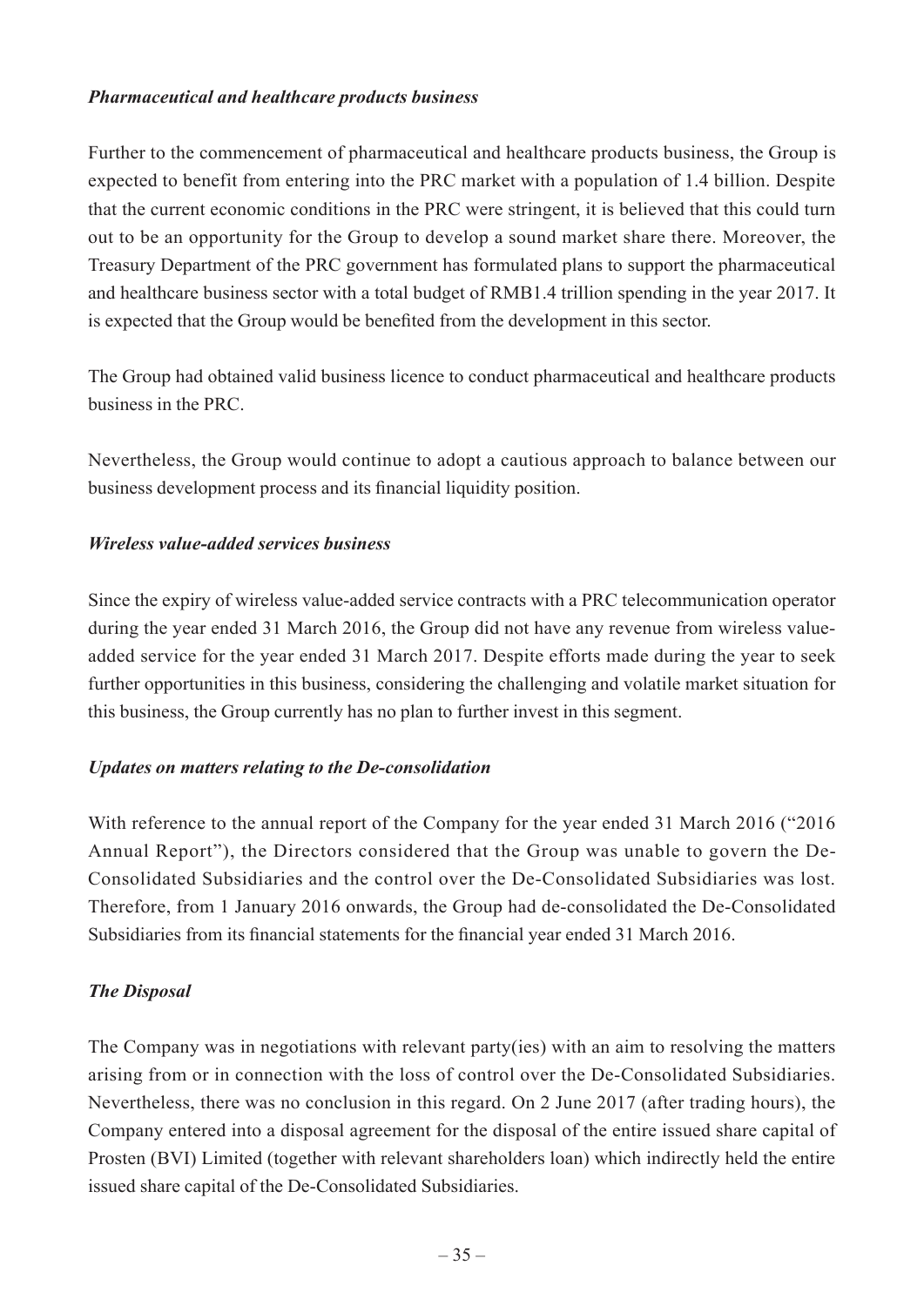***Pharmaceutical and healthcare products business***

Further to the commencement of pharmaceutical and healthcare products business, the Group is expected to benefit from entering into the PRC market with a population of 1.4 billion. Despite that the current economic conditions in the PRC were stringent, it is believed that this could turn out to be an opportunity for the Group to develop a sound market share there. Moreover, the Treasury Department of the PRC government has formulated plans to support the pharmaceutical and healthcare business sector with a total budget of RMB1.4 trillion spending in the year 2017. It is expected that the Group would be benefited from the development in this sector.

The Group had obtained valid business licence to conduct pharmaceutical and healthcare products business in the PRC.

Nevertheless, the Group would continue to adopt a cautious approach to balance between our business development process and its financial liquidity position.

***Wireless value-added services business***

Since the expiry of wireless value-added service contracts with a PRC telecommunication operator during the year ended 31 March 2016, the Group did not have any revenue from wireless value-added service for the year ended 31 March 2017. Despite efforts made during the year to seek further opportunities in this business, considering the challenging and volatile market situation for this business, the Group currently has no plan to further invest in this segment.

***Updates on matters relating to the De-consolidation***

With reference to the annual report of the Company for the year ended 31 March 2016 ("2016 Annual Report"), the Directors considered that the Group was unable to govern the De-Consolidated Subsidiaries and the control over the De-Consolidated Subsidiaries was lost. Therefore, from 1 January 2016 onwards, the Group had de-consolidated the De-Consolidated Subsidiaries from its financial statements for the financial year ended 31 March 2016.

***The Disposal***

The Company was in negotiations with relevant party(ies) with an aim to resolving the matters arising from or in connection with the loss of control over the De-Consolidated Subsidiaries. Nevertheless, there was no conclusion in this regard. On 2 June 2017 (after trading hours), the Company entered into a disposal agreement for the disposal of the entire issued share capital of Prosten (BVI) Limited (together with relevant shareholders loan) which indirectly held the entire issued share capital of the De-Consolidated Subsidiaries.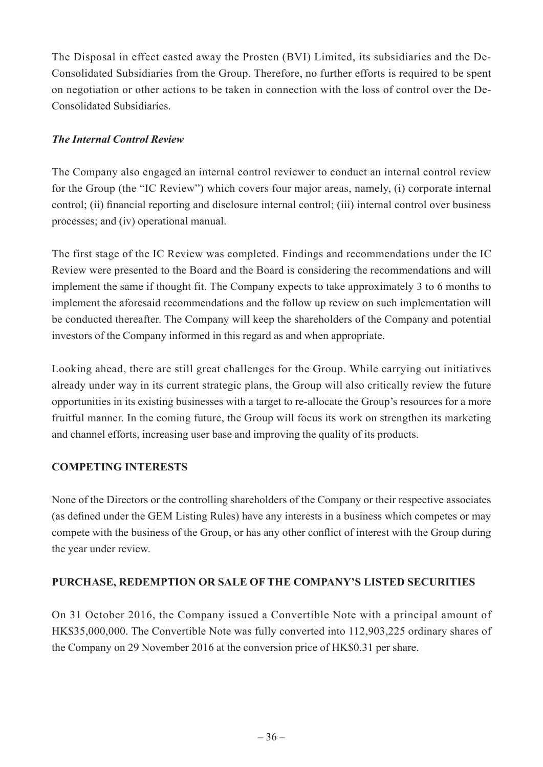The Disposal in effect casted away the Prosten (BVI) Limited, its subsidiaries and the De-Consolidated Subsidiaries from the Group. Therefore, no further efforts is required to be spent on negotiation or other actions to be taken in connection with the loss of control over the De-Consolidated Subsidiaries.

***The Internal Control Review***

The Company also engaged an internal control reviewer to conduct an internal control review for the Group (the "IC Review") which covers four major areas, namely, (i) corporate internal control; (ii) financial reporting and disclosure internal control; (iii) internal control over business processes; and (iv) operational manual.

The first stage of the IC Review was completed. Findings and recommendations under the IC Review were presented to the Board and the Board is considering the recommendations and will implement the same if thought fit. The Company expects to take approximately 3 to 6 months to implement the aforesaid recommendations and the follow up review on such implementation will be conducted thereafter. The Company will keep the shareholders of the Company and potential investors of the Company informed in this regard as and when appropriate.

Looking ahead, there are still great challenges for the Group. While carrying out initiatives already under way in its current strategic plans, the Group will also critically review the future opportunities in its existing businesses with a target to re-allocate the Group's resources for a more fruitful manner. In the coming future, the Group will focus its work on strengthen its marketing and channel efforts, increasing user base and improving the quality of its products.

## COMPETING INTERESTS

None of the Directors or the controlling shareholders of the Company or their respective associates (as defined under the GEM Listing Rules) have any interests in a business which competes or may compete with the business of the Group, or has any other conflict of interest with the Group during the year under review.

## PURCHASE, REDEMPTION OR SALE OF THE COMPANY'S LISTED SECURITIES

On 31 October 2016, the Company issued a Convertible Note with a principal amount of HK$35,000,000. The Convertible Note was fully converted into 112,903,225 ordinary shares of the Company on 29 November 2016 at the conversion price of HK$0.31 per share.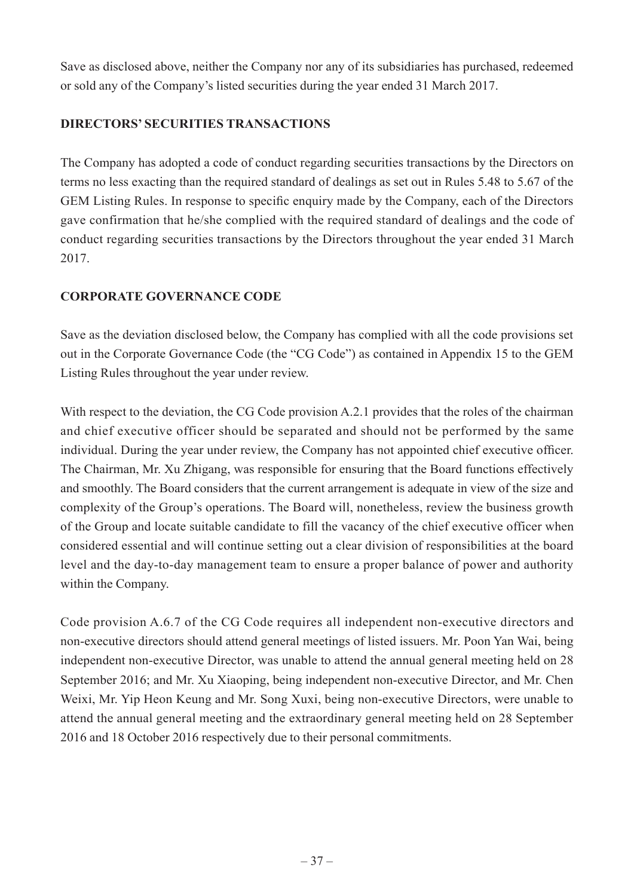Save as disclosed above, neither the Company nor any of its subsidiaries has purchased, redeemed or sold any of the Company's listed securities during the year ended 31 March 2017.

## DIRECTORS' SECURITIES TRANSACTIONS

The Company has adopted a code of conduct regarding securities transactions by the Directors on terms no less exacting than the required standard of dealings as set out in Rules 5.48 to 5.67 of the GEM Listing Rules. In response to specific enquiry made by the Company, each of the Directors gave confirmation that he/she complied with the required standard of dealings and the code of conduct regarding securities transactions by the Directors throughout the year ended 31 March 2017.

## CORPORATE GOVERNANCE CODE

Save as the deviation disclosed below, the Company has complied with all the code provisions set out in the Corporate Governance Code (the "CG Code") as contained in Appendix 15 to the GEM Listing Rules throughout the year under review.

With respect to the deviation, the CG Code provision A.2.1 provides that the roles of the chairman and chief executive officer should be separated and should not be performed by the same individual. During the year under review, the Company has not appointed chief executive officer. The Chairman, Mr. Xu Zhigang, was responsible for ensuring that the Board functions effectively and smoothly. The Board considers that the current arrangement is adequate in view of the size and complexity of the Group's operations. The Board will, nonetheless, review the business growth of the Group and locate suitable candidate to fill the vacancy of the chief executive officer when considered essential and will continue setting out a clear division of responsibilities at the board level and the day-to-day management team to ensure a proper balance of power and authority within the Company.

Code provision A.6.7 of the CG Code requires all independent non-executive directors and non-executive directors should attend general meetings of listed issuers. Mr. Poon Yan Wai, being independent non-executive Director, was unable to attend the annual general meeting held on 28 September 2016; and Mr. Xu Xiaoping, being independent non-executive Director, and Mr. Chen Weixi, Mr. Yip Heon Keung and Mr. Song Xuxi, being non-executive Directors, were unable to attend the annual general meeting and the extraordinary general meeting held on 28 September 2016 and 18 October 2016 respectively due to their personal commitments.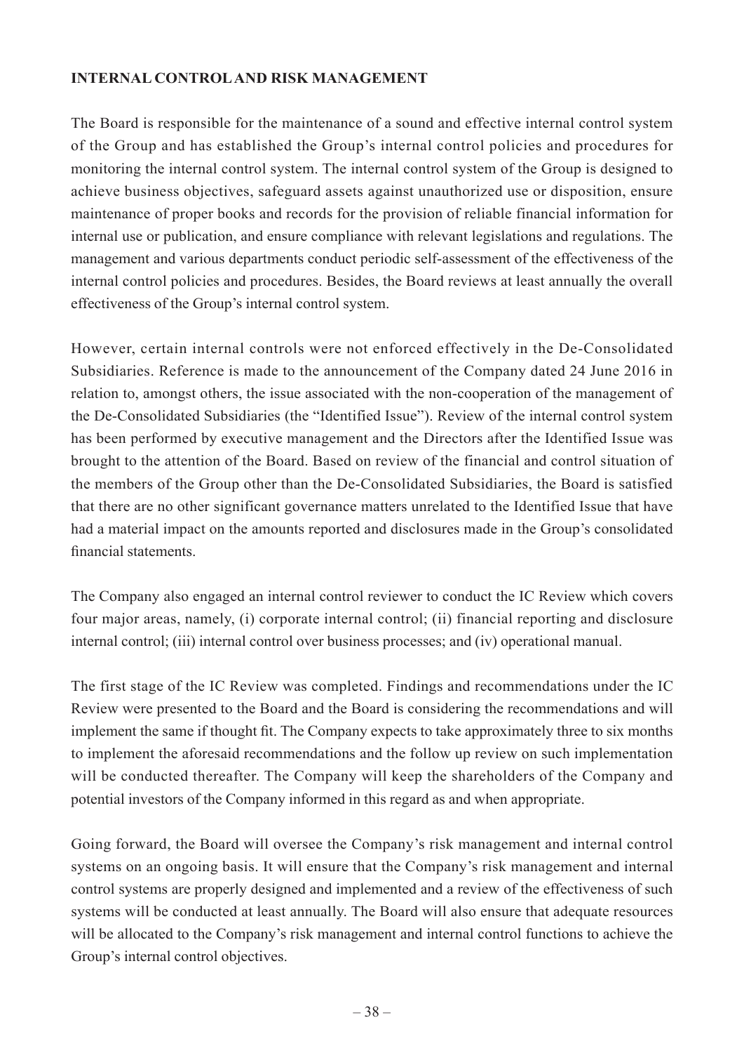**INTERNAL CONTROL AND RISK MANAGEMENT**

The Board is responsible for the maintenance of a sound and effective internal control system of the Group and has established the Group's internal control policies and procedures for monitoring the internal control system. The internal control system of the Group is designed to achieve business objectives, safeguard assets against unauthorized use or disposition, ensure maintenance of proper books and records for the provision of reliable financial information for internal use or publication, and ensure compliance with relevant legislations and regulations. The management and various departments conduct periodic self-assessment of the effectiveness of the internal control policies and procedures. Besides, the Board reviews at least annually the overall effectiveness of the Group's internal control system.

However, certain internal controls were not enforced effectively in the De-Consolidated Subsidiaries. Reference is made to the announcement of the Company dated 24 June 2016 in relation to, amongst others, the issue associated with the non-cooperation of the management of the De-Consolidated Subsidiaries (the "Identified Issue"). Review of the internal control system has been performed by executive management and the Directors after the Identified Issue was brought to the attention of the Board. Based on review of the financial and control situation of the members of the Group other than the De-Consolidated Subsidiaries, the Board is satisfied that there are no other significant governance matters unrelated to the Identified Issue that have had a material impact on the amounts reported and disclosures made in the Group's consolidated financial statements.

The Company also engaged an internal control reviewer to conduct the IC Review which covers four major areas, namely, (i) corporate internal control; (ii) financial reporting and disclosure internal control; (iii) internal control over business processes; and (iv) operational manual.

The first stage of the IC Review was completed. Findings and recommendations under the IC Review were presented to the Board and the Board is considering the recommendations and will implement the same if thought fit. The Company expects to take approximately three to six months to implement the aforesaid recommendations and the follow up review on such implementation will be conducted thereafter. The Company will keep the shareholders of the Company and potential investors of the Company informed in this regard as and when appropriate.

Going forward, the Board will oversee the Company's risk management and internal control systems on an ongoing basis. It will ensure that the Company's risk management and internal control systems are properly designed and implemented and a review of the effectiveness of such systems will be conducted at least annually. The Board will also ensure that adequate resources will be allocated to the Company's risk management and internal control functions to achieve the Group's internal control objectives.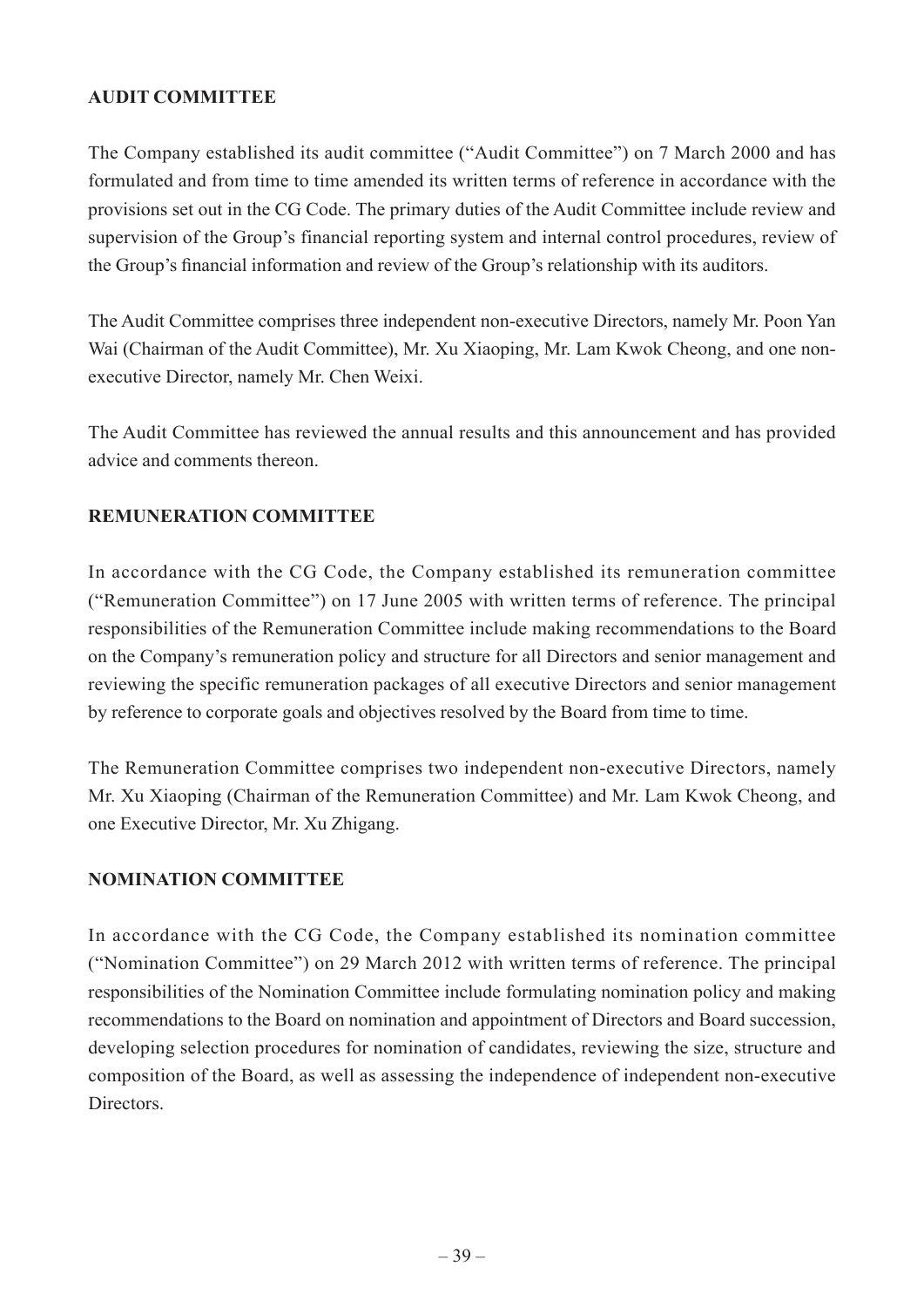**AUDIT COMMITTEE**

The Company established its audit committee ("Audit Committee") on 7 March 2000 and has formulated and from time to time amended its written terms of reference in accordance with the provisions set out in the CG Code. The primary duties of the Audit Committee include review and supervision of the Group's financial reporting system and internal control procedures, review of the Group's financial information and review of the Group's relationship with its auditors.

The Audit Committee comprises three independent non-executive Directors, namely Mr. Poon Yan Wai (Chairman of the Audit Committee), Mr. Xu Xiaoping, Mr. Lam Kwok Cheong, and one non-executive Director, namely Mr. Chen Weixi.

The Audit Committee has reviewed the annual results and this announcement and has provided advice and comments thereon.

**REMUNERATION COMMITTEE**

In accordance with the CG Code, the Company established its remuneration committee ("Remuneration Committee") on 17 June 2005 with written terms of reference. The principal responsibilities of the Remuneration Committee include making recommendations to the Board on the Company's remuneration policy and structure for all Directors and senior management and reviewing the specific remuneration packages of all executive Directors and senior management by reference to corporate goals and objectives resolved by the Board from time to time.

The Remuneration Committee comprises two independent non-executive Directors, namely Mr. Xu Xiaoping (Chairman of the Remuneration Committee) and Mr. Lam Kwok Cheong, and one Executive Director, Mr. Xu Zhigang.

**NOMINATION COMMITTEE**

In accordance with the CG Code, the Company established its nomination committee ("Nomination Committee") on 29 March 2012 with written terms of reference. The principal responsibilities of the Nomination Committee include formulating nomination policy and making recommendations to the Board on nomination and appointment of Directors and Board succession, developing selection procedures for nomination of candidates, reviewing the size, structure and composition of the Board, as well as assessing the independence of independent non-executive Directors.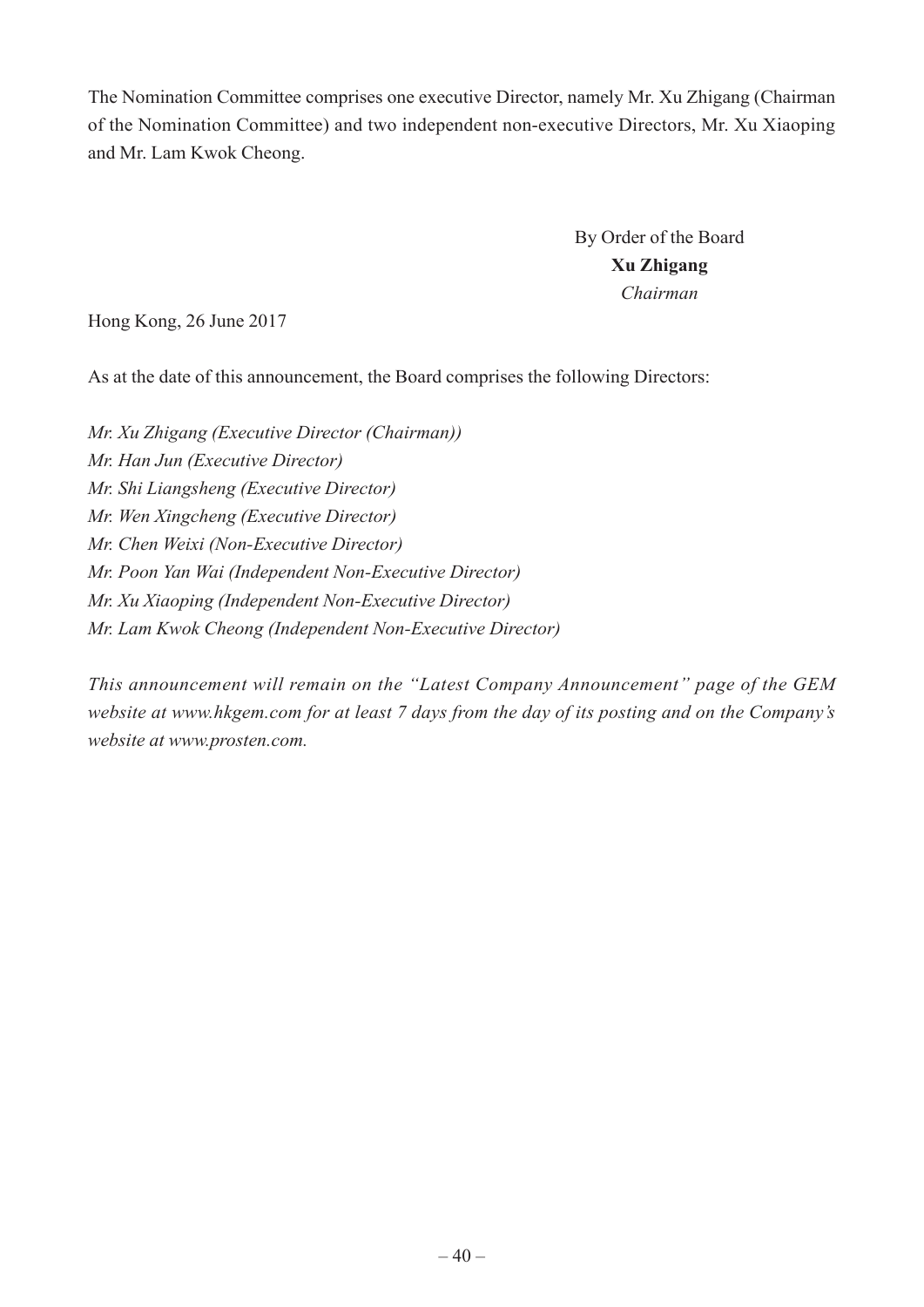The Nomination Committee comprises one executive Director, namely Mr. Xu Zhigang (Chairman of the Nomination Committee) and two independent non-executive Directors, Mr. Xu Xiaoping and Mr. Lam Kwok Cheong.

By Order of the Board
**Xu Zhigang**
*Chairman*

Hong Kong, 26 June 2017

As at the date of this announcement, the Board comprises the following Directors:

*Mr. Xu Zhigang (Executive Director (Chairman))*
*Mr. Han Jun (Executive Director)*
*Mr. Shi Liangsheng (Executive Director)*
*Mr. Wen Xingcheng (Executive Director)*
*Mr. Chen Weixi (Non-Executive Director)*
*Mr. Poon Yan Wai (Independent Non-Executive Director)*
*Mr. Xu Xiaoping (Independent Non-Executive Director)*
*Mr. Lam Kwok Cheong (Independent Non-Executive Director)*

*This announcement will remain on the "Latest Company Announcement" page of the GEM website at www.hkgem.com for at least 7 days from the day of its posting and on the Company's website at www.prosten.com.*